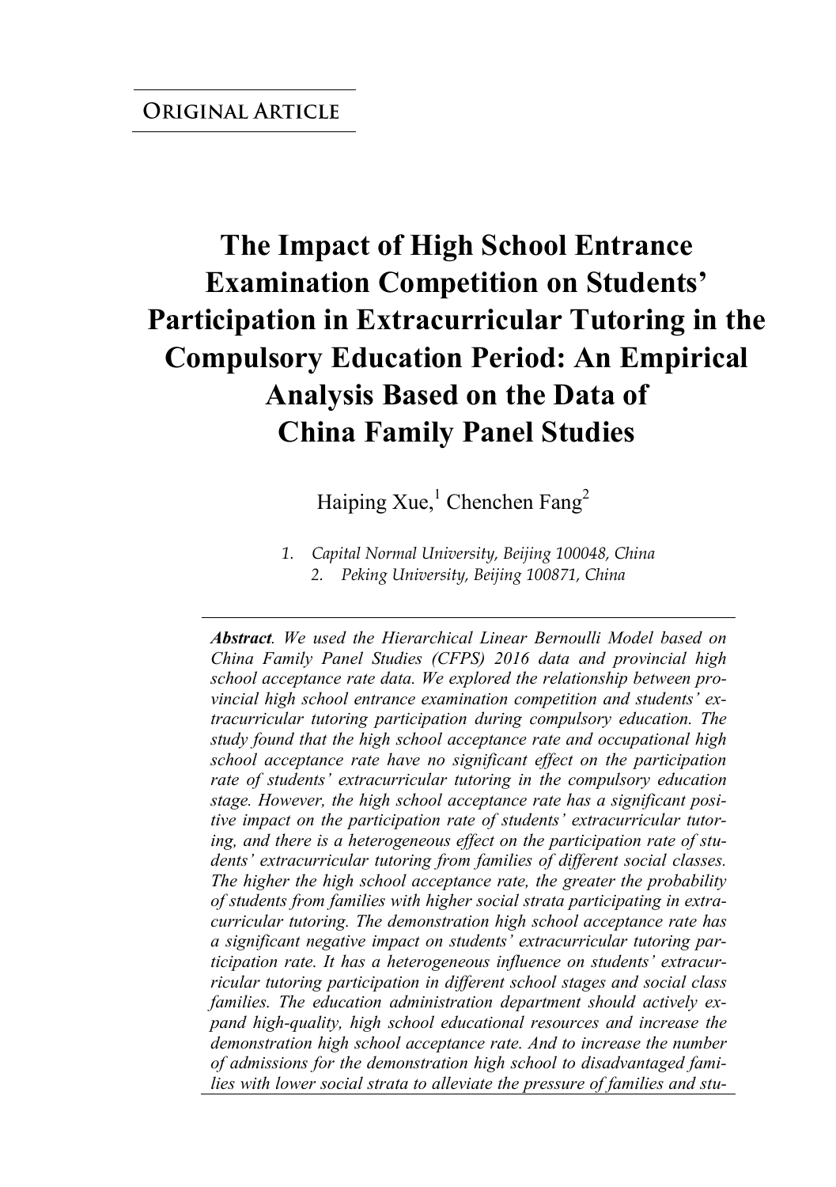**Original Article**

# The Impact of High School Entrance Examination Competition on Students' Participation in Extracurricular Tutoring in the Compulsory Education Period: An Empirical Analysis Based on the Data of China Family Panel Studies

Haiping Xue,[1] Chenchen Fang[2]

1. *Capital Normal University, Beijing 100048, China*
2. *Peking University, Beijing 100871, China*

***Abstract***. *We used the Hierarchical Linear Bernoulli Model based on China Family Panel Studies (CFPS) 2016 data and provincial high school acceptance rate data. We explored the relationship between provincial high school entrance examination competition and students' extracurricular tutoring participation during compulsory education. The study found that the high school acceptance rate and occupational high school acceptance rate have no significant effect on the participation rate of students' extracurricular tutoring in the compulsory education stage. However, the high school acceptance rate has a significant positive impact on the participation rate of students' extracurricular tutoring, and there is a heterogeneous effect on the participation rate of students' extracurricular tutoring from families of different social classes. The higher the high school acceptance rate, the greater the probability of students from families with higher social strata participating in extracurricular tutoring. The demonstration high school acceptance rate has a significant negative impact on students' extracurricular tutoring participation rate. It has a heterogeneous influence on students' extracurricular tutoring participation in different school stages and social class families. The education administration department should actively expand high-quality, high school educational resources and increase the demonstration high school acceptance rate. And to increase the number of admissions for the demonstration high school to disadvantaged families with lower social strata to alleviate the pressure of families and stu-*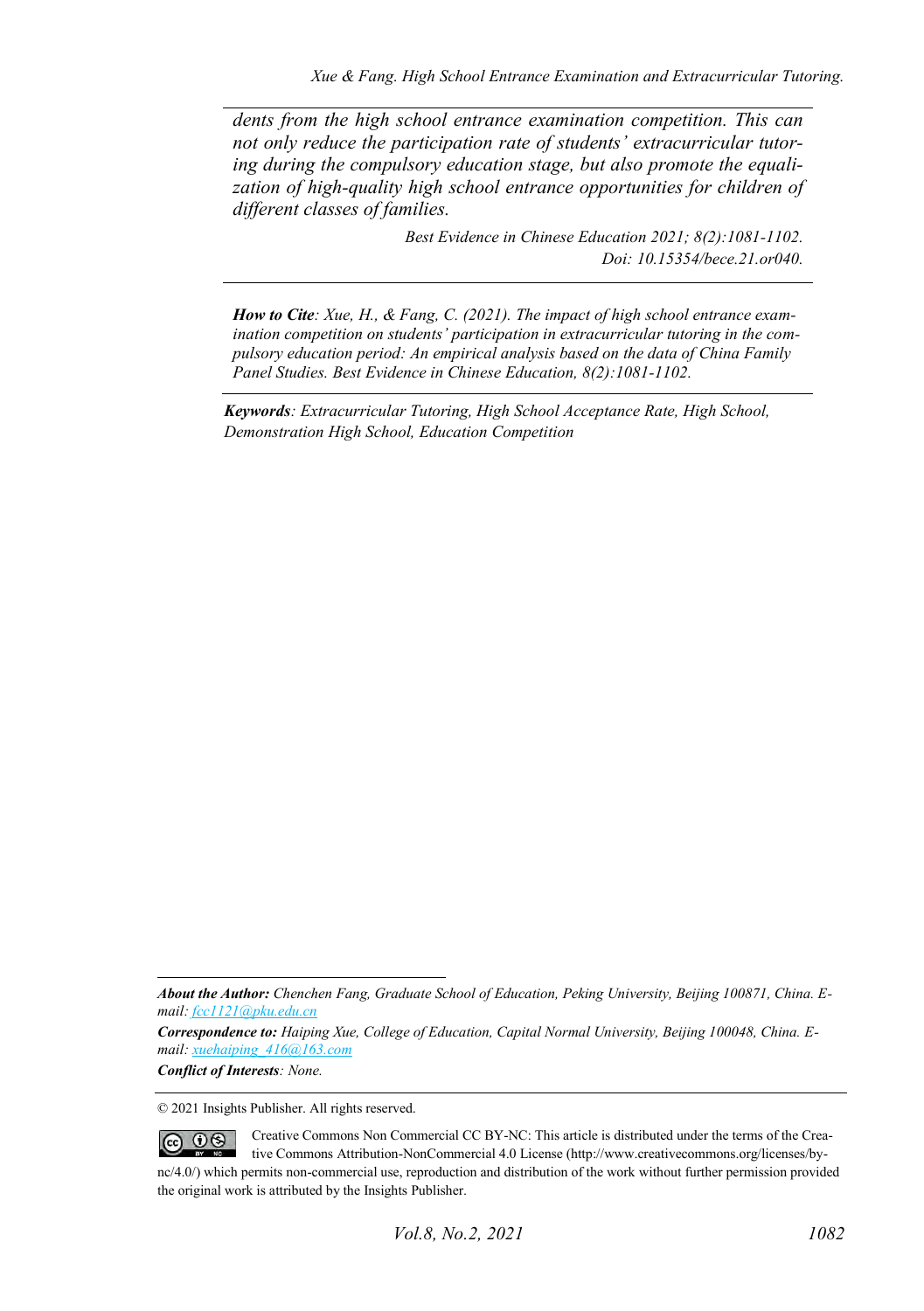*dents from the high school entrance examination competition. This can not only reduce the participation rate of students' extracurricular tutoring during the compulsory education stage, but also promote the equalization of high-quality high school entrance opportunities for children of different classes of families.*

*Best Evidence in Chinese Education 2021; 8(2):1081-1102.*
*Doi: 10.15354/bece.21.or040.*

***How to Cite**: Xue, H., & Fang, C. (2021). The impact of high school entrance examination competition on students' participation in extracurricular tutoring in the compulsory education period: An empirical analysis based on the data of China Family Panel Studies. Best Evidence in Chinese Education, 8(2):1081-1102.*

***Keywords**: Extracurricular Tutoring, High School Acceptance Rate, High School, Demonstration High School, Education Competition*

***About the Author:** Chenchen Fang, Graduate School of Education, Peking University, Beijing 100871, China. E-mail: fcc1121@pku.edu.cn*

***Correspondence to:** Haiping Xue, College of Education, Capital Normal University, Beijing 100048, China. E-mail: xuehaiping_416@163.com*

***Conflict of Interests**: None.*

© 2021 Insights Publisher. All rights reserved.

Creative Commons Non Commercial CC BY-NC: This article is distributed under the terms of the Creative Commons Attribution-NonCommercial 4.0 License (http://www.creativecommons.org/licenses/by-nc/4.0/) which permits non-commercial use, reproduction and distribution of the work without further permission provided the original work is attributed by the Insights Publisher.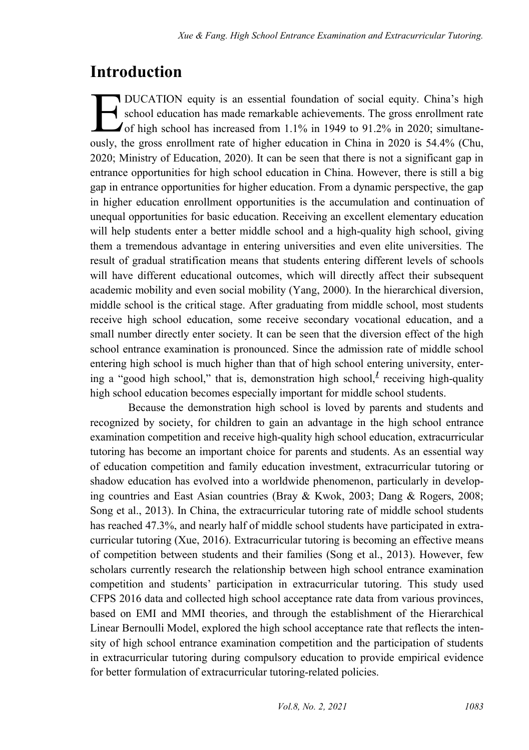# Introduction

EDUCATION equity is an essential foundation of social equity. China's high school education has made remarkable achievements. The gross enrollment rate of high school has increased from 1.1% in 1949 to 91.2% in 2020; simultaneously, the gross enrollment rate of higher education in China in 2020 is 54.4% (Chu, 2020; Ministry of Education, 2020). It can be seen that there is not a significant gap in entrance opportunities for high school education in China. However, there is still a big gap in entrance opportunities for higher education. From a dynamic perspective, the gap in higher education enrollment opportunities is the accumulation and continuation of unequal opportunities for basic education. Receiving an excellent elementary education will help students enter a better middle school and a high-quality high school, giving them a tremendous advantage in entering universities and even elite universities. The result of gradual stratification means that students entering different levels of schools will have different educational outcomes, which will directly affect their subsequent academic mobility and even social mobility (Yang, 2000). In the hierarchical diversion, middle school is the critical stage. After graduating from middle school, most students receive high school education, some receive secondary vocational education, and a small number directly enter society. It can be seen that the diversion effect of the high school entrance examination is pronounced. Since the admission rate of middle school entering high school is much higher than that of high school entering university, entering a "good high school," that is, demonstration high school,[1] receiving high-quality high school education becomes especially important for middle school students.

Because the demonstration high school is loved by parents and students and recognized by society, for children to gain an advantage in the high school entrance examination competition and receive high-quality high school education, extracurricular tutoring has become an important choice for parents and students. As an essential way of education competition and family education investment, extracurricular tutoring or shadow education has evolved into a worldwide phenomenon, particularly in developing countries and East Asian countries (Bray & Kwok, 2003; Dang & Rogers, 2008; Song et al., 2013). In China, the extracurricular tutoring rate of middle school students has reached 47.3%, and nearly half of middle school students have participated in extracurricular tutoring (Xue, 2016). Extracurricular tutoring is becoming an effective means of competition between students and their families (Song et al., 2013). However, few scholars currently research the relationship between high school entrance examination competition and students' participation in extracurricular tutoring. This study used CFPS 2016 data and collected high school acceptance rate data from various provinces, based on EMI and MMI theories, and through the establishment of the Hierarchical Linear Bernoulli Model, explored the high school acceptance rate that reflects the intensity of high school entrance examination competition and the participation of students in extracurricular tutoring during compulsory education to provide empirical evidence for better formulation of extracurricular tutoring-related policies.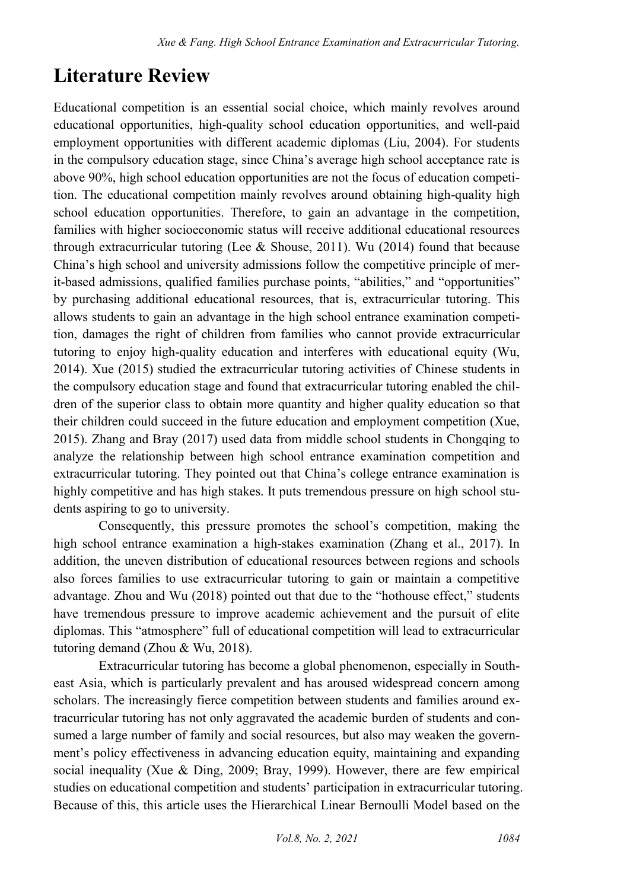# Literature Review

Educational competition is an essential social choice, which mainly revolves around educational opportunities, high-quality school education opportunities, and well-paid employment opportunities with different academic diplomas (Liu, 2004). For students in the compulsory education stage, since China's average high school acceptance rate is above 90%, high school education opportunities are not the focus of education competition. The educational competition mainly revolves around obtaining high-quality high school education opportunities. Therefore, to gain an advantage in the competition, families with higher socioeconomic status will receive additional educational resources through extracurricular tutoring (Lee & Shouse, 2011). Wu (2014) found that because China's high school and university admissions follow the competitive principle of merit-based admissions, qualified families purchase points, "abilities," and "opportunities" by purchasing additional educational resources, that is, extracurricular tutoring. This allows students to gain an advantage in the high school entrance examination competition, damages the right of children from families who cannot provide extracurricular tutoring to enjoy high-quality education and interferes with educational equity (Wu, 2014). Xue (2015) studied the extracurricular tutoring activities of Chinese students in the compulsory education stage and found that extracurricular tutoring enabled the children of the superior class to obtain more quantity and higher quality education so that their children could succeed in the future education and employment competition (Xue, 2015). Zhang and Bray (2017) used data from middle school students in Chongqing to analyze the relationship between high school entrance examination competition and extracurricular tutoring. They pointed out that China's college entrance examination is highly competitive and has high stakes. It puts tremendous pressure on high school students aspiring to go to university.

Consequently, this pressure promotes the school's competition, making the high school entrance examination a high-stakes examination (Zhang et al., 2017). In addition, the uneven distribution of educational resources between regions and schools also forces families to use extracurricular tutoring to gain or maintain a competitive advantage. Zhou and Wu (2018) pointed out that due to the "hothouse effect," students have tremendous pressure to improve academic achievement and the pursuit of elite diplomas. This "atmosphere" full of educational competition will lead to extracurricular tutoring demand (Zhou & Wu, 2018).

Extracurricular tutoring has become a global phenomenon, especially in Southeast Asia, which is particularly prevalent and has aroused widespread concern among scholars. The increasingly fierce competition between students and families around extracurricular tutoring has not only aggravated the academic burden of students and consumed a large number of family and social resources, but also may weaken the government's policy effectiveness in advancing education equity, maintaining and expanding social inequality (Xue & Ding, 2009; Bray, 1999). However, there are few empirical studies on educational competition and students' participation in extracurricular tutoring. Because of this, this article uses the Hierarchical Linear Bernoulli Model based on the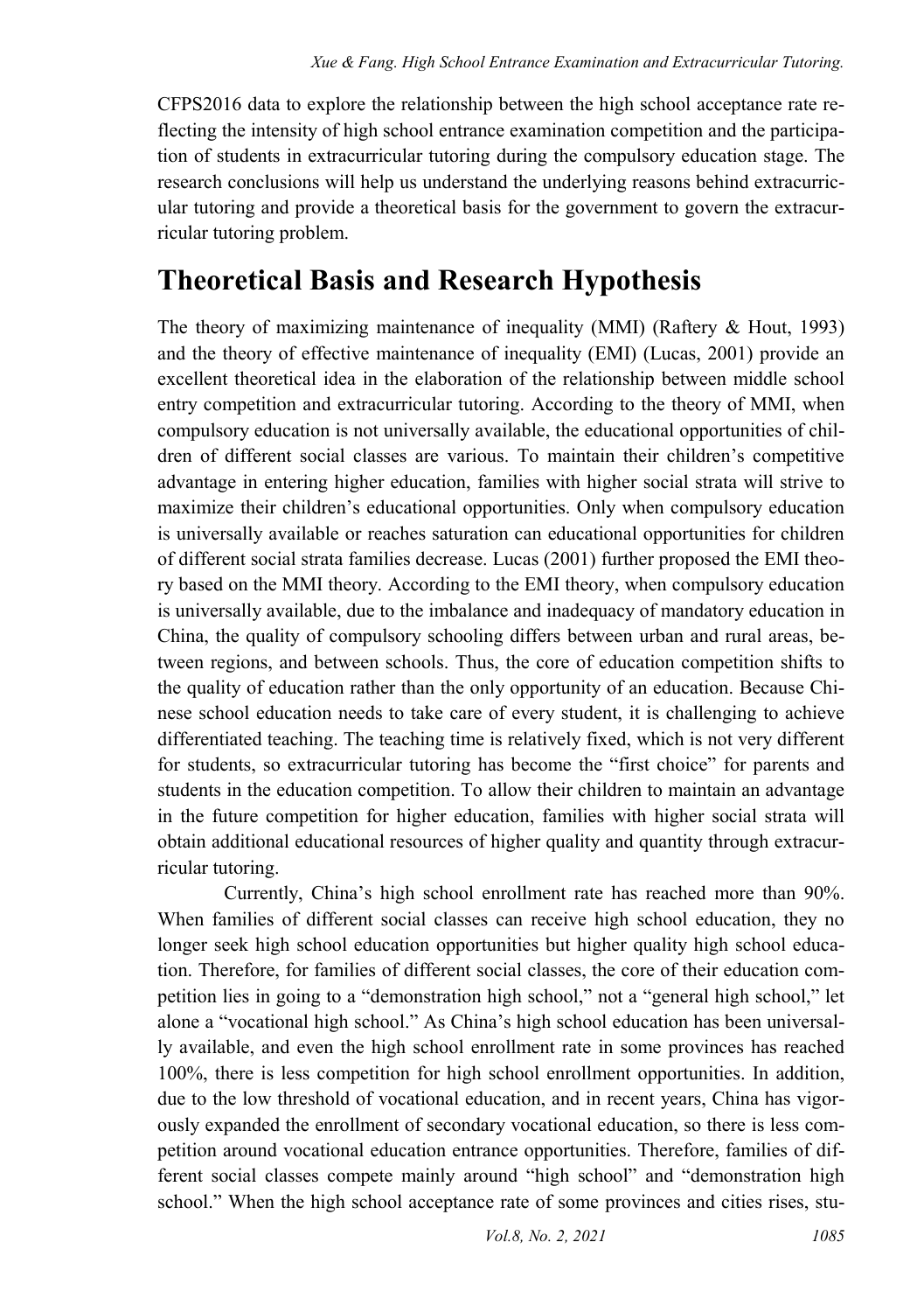CFPS2016 data to explore the relationship between the high school acceptance rate reflecting the intensity of high school entrance examination competition and the participation of students in extracurricular tutoring during the compulsory education stage. The research conclusions will help us understand the underlying reasons behind extracurricular tutoring and provide a theoretical basis for the government to govern the extracurricular tutoring problem.

## Theoretical Basis and Research Hypothesis

The theory of maximizing maintenance of inequality (MMI) (Raftery & Hout, 1993) and the theory of effective maintenance of inequality (EMI) (Lucas, 2001) provide an excellent theoretical idea in the elaboration of the relationship between middle school entry competition and extracurricular tutoring. According to the theory of MMI, when compulsory education is not universally available, the educational opportunities of children of different social classes are various. To maintain their children's competitive advantage in entering higher education, families with higher social strata will strive to maximize their children's educational opportunities. Only when compulsory education is universally available or reaches saturation can educational opportunities for children of different social strata families decrease. Lucas (2001) further proposed the EMI theory based on the MMI theory. According to the EMI theory, when compulsory education is universally available, due to the imbalance and inadequacy of mandatory education in China, the quality of compulsory schooling differs between urban and rural areas, between regions, and between schools. Thus, the core of education competition shifts to the quality of education rather than the only opportunity of an education. Because Chinese school education needs to take care of every student, it is challenging to achieve differentiated teaching. The teaching time is relatively fixed, which is not very different for students, so extracurricular tutoring has become the "first choice" for parents and students in the education competition. To allow their children to maintain an advantage in the future competition for higher education, families with higher social strata will obtain additional educational resources of higher quality and quantity through extracurricular tutoring.

Currently, China's high school enrollment rate has reached more than 90%. When families of different social classes can receive high school education, they no longer seek high school education opportunities but higher quality high school education. Therefore, for families of different social classes, the core of their education competition lies in going to a "demonstration high school," not a "general high school," let alone a "vocational high school." As China's high school education has been universally available, and even the high school enrollment rate in some provinces has reached 100%, there is less competition for high school enrollment opportunities. In addition, due to the low threshold of vocational education, and in recent years, China has vigorously expanded the enrollment of secondary vocational education, so there is less competition around vocational education entrance opportunities. Therefore, families of different social classes compete mainly around "high school" and "demonstration high school." When the high school acceptance rate of some provinces and cities rises, stu-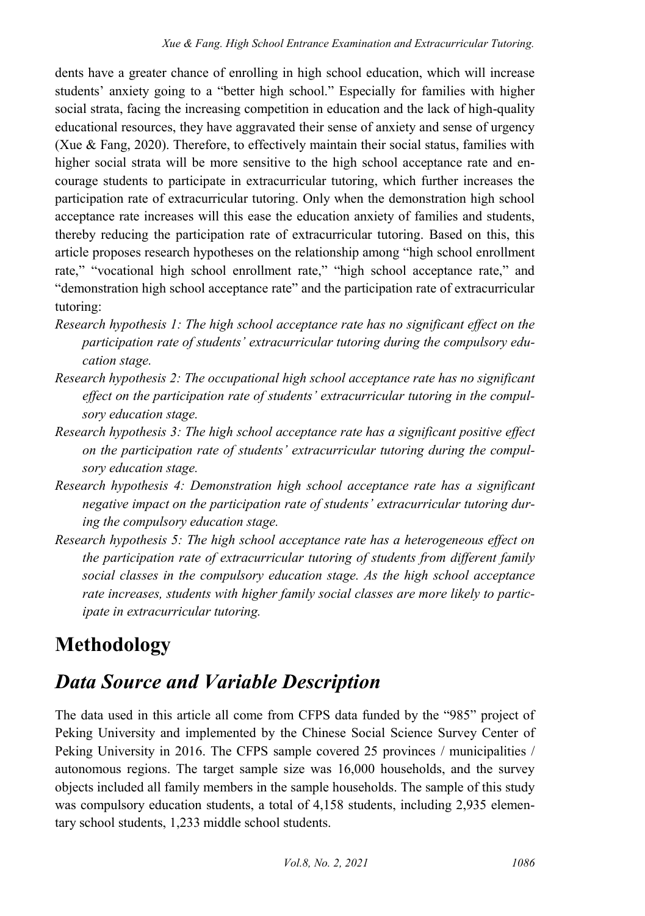dents have a greater chance of enrolling in high school education, which will increase students' anxiety going to a "better high school." Especially for families with higher social strata, facing the increasing competition in education and the lack of high-quality educational resources, they have aggravated their sense of anxiety and sense of urgency (Xue & Fang, 2020). Therefore, to effectively maintain their social status, families with higher social strata will be more sensitive to the high school acceptance rate and encourage students to participate in extracurricular tutoring, which further increases the participation rate of extracurricular tutoring. Only when the demonstration high school acceptance rate increases will this ease the education anxiety of families and students, thereby reducing the participation rate of extracurricular tutoring. Based on this, this article proposes research hypotheses on the relationship among "high school enrollment rate," "vocational high school enrollment rate," "high school acceptance rate," and "demonstration high school acceptance rate" and the participation rate of extracurricular tutoring:

*Research hypothesis 1: The high school acceptance rate has no significant effect on the participation rate of students' extracurricular tutoring during the compulsory education stage.*

*Research hypothesis 2: The occupational high school acceptance rate has no significant effect on the participation rate of students' extracurricular tutoring in the compulsory education stage.*

*Research hypothesis 3: The high school acceptance rate has a significant positive effect on the participation rate of students' extracurricular tutoring during the compulsory education stage.*

*Research hypothesis 4: Demonstration high school acceptance rate has a significant negative impact on the participation rate of students' extracurricular tutoring during the compulsory education stage.*

*Research hypothesis 5: The high school acceptance rate has a heterogeneous effect on the participation rate of extracurricular tutoring of students from different family social classes in the compulsory education stage. As the high school acceptance rate increases, students with higher family social classes are more likely to participate in extracurricular tutoring.*

# Methodology

## *Data Source and Variable Description*

The data used in this article all come from CFPS data funded by the "985" project of Peking University and implemented by the Chinese Social Science Survey Center of Peking University in 2016. The CFPS sample covered 25 provinces / municipalities / autonomous regions. The target sample size was 16,000 households, and the survey objects included all family members in the sample households. The sample of this study was compulsory education students, a total of 4,158 students, including 2,935 elementary school students, 1,233 middle school students.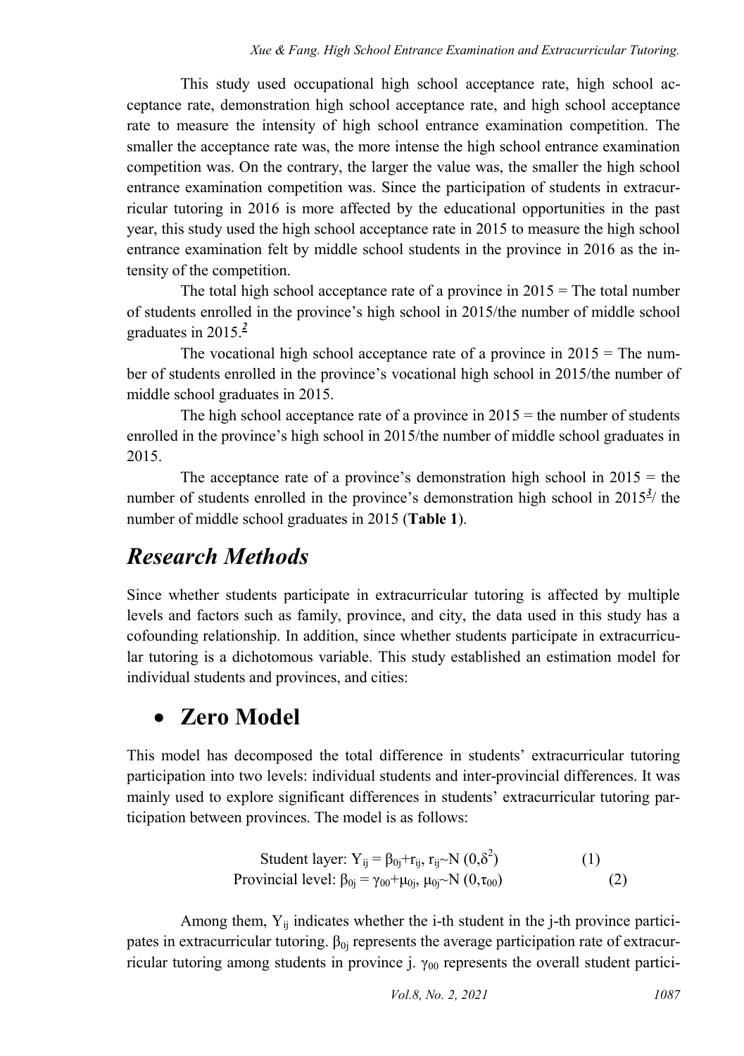This study used occupational high school acceptance rate, high school acceptance rate, demonstration high school acceptance rate, and high school acceptance rate to measure the intensity of high school entrance examination competition. The smaller the acceptance rate was, the more intense the high school entrance examination competition was. On the contrary, the larger the value was, the smaller the high school entrance examination competition was. Since the participation of students in extracurricular tutoring in 2016 is more affected by the educational opportunities in the past year, this study used the high school acceptance rate in 2015 to measure the high school entrance examination felt by middle school students in the province in 2016 as the intensity of the competition.

The total high school acceptance rate of a province in 2015 = The total number of students enrolled in the province's high school in 2015/the number of middle school graduates in 2015.[2]

The vocational high school acceptance rate of a province in 2015 = The number of students enrolled in the province's vocational high school in 2015/the number of middle school graduates in 2015.

The high school acceptance rate of a province in 2015 = the number of students enrolled in the province's high school in 2015/the number of middle school graduates in 2015.

The acceptance rate of a province's demonstration high school in 2015 = the number of students enrolled in the province's demonstration high school in 2015[3]/ the number of middle school graduates in 2015 (**Table 1**).

## *Research Methods*

Since whether students participate in extracurricular tutoring is affected by multiple levels and factors such as family, province, and city, the data used in this study has a cofounding relationship. In addition, since whether students participate in extracurricular tutoring is a dichotomous variable. This study established an estimation model for individual students and provinces, and cities:

- ### Zero Model

This model has decomposed the total difference in students' extracurricular tutoring participation into two levels: individual students and inter-provincial differences. It was mainly used to explore significant differences in students' extracurricular tutoring participation between provinces. The model is as follows:

$$\text{Student layer: } Y_{ij} = \beta_{0j} + r_{ij},\ r_{ij} \sim N(0, \delta^2) \quad (1)$$

$$\text{Provincial level: } \beta_{0j} = \gamma_{00} + \mu_{0j},\ \mu_{0j} \sim N(0, \tau_{00}) \quad (2)$$

Among them, $Y_{ij}$ indicates whether the i-th student in the j-th province participates in extracurricular tutoring. $\beta_{0j}$ represents the average participation rate of extracurricular tutoring among students in province j. $\gamma_{00}$ represents the overall student partici-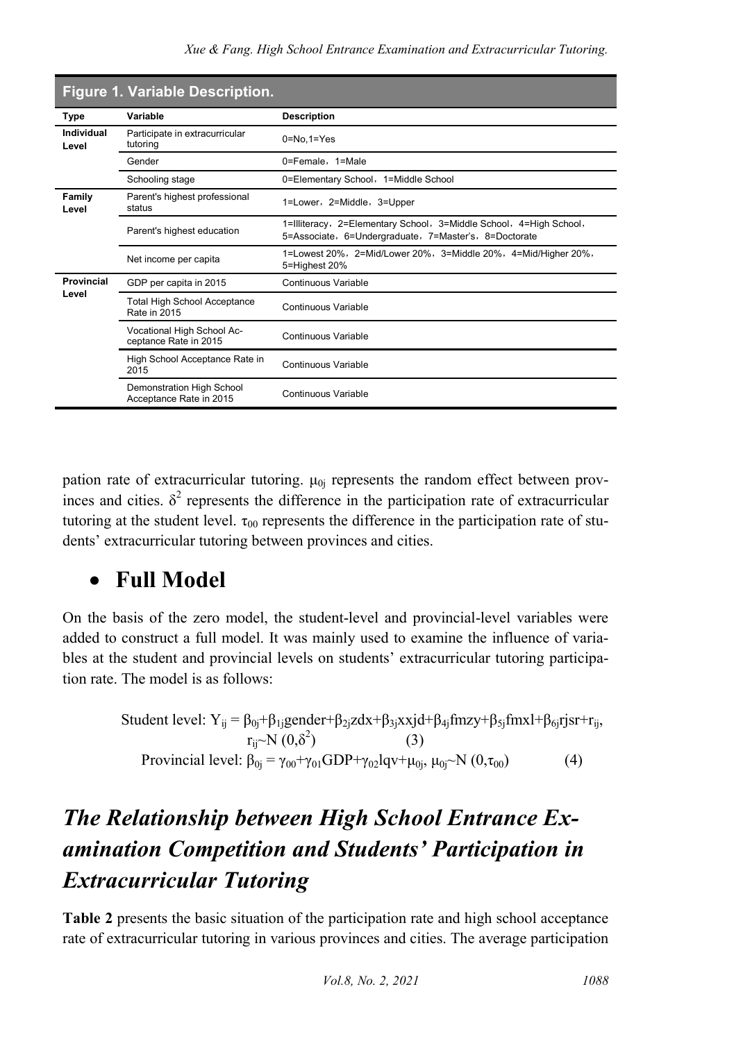**Figure 1. Variable Description.**

| Type | Variable | Description |
|---|---|---|
| Individual Level | Participate in extracurricular tutoring | 0=No,1=Yes |
| | Gender | 0=Female，1=Male |
| | Schooling stage | 0=Elementary School，1=Middle School |
| Family Level | Parent's highest professional status | 1=Lower，2=Middle，3=Upper |
| | Parent's highest education | 1=Illiteracy，2=Elementary School，3=Middle School，4=High School，5=Associate，6=Undergraduate，7=Master's，8=Doctorate |
| | Net income per capita | 1=Lowest 20%，2=Mid/Lower 20%，3=Middle 20%，4=Mid/Higher 20%，5=Highest 20% |
| Provincial Level | GDP per capita in 2015 | Continuous Variable |
| | Total High School Acceptance Rate in 2015 | Continuous Variable |
| | Vocational High School Acceptance Rate in 2015 | Continuous Variable |
| | High School Acceptance Rate in 2015 | Continuous Variable |
| | Demonstration High School Acceptance Rate in 2015 | Continuous Variable |

pation rate of extracurricular tutoring. $\mu_{0j}$ represents the random effect between provinces and cities. $\delta^2$ represents the difference in the participation rate of extracurricular tutoring at the student level. $\tau_{00}$ represents the difference in the participation rate of students' extracurricular tutoring between provinces and cities.

## • Full Model

On the basis of the zero model, the student-level and provincial-level variables were added to construct a full model. It was mainly used to examine the influence of variables at the student and provincial levels on students' extracurricular tutoring participation rate. The model is as follows:

$$\text{Student level: } Y_{ij} = \beta_{0j}+\beta_{1j}gender+\beta_{2j}zdx+\beta_{3j}xxjd+\beta_{4j}fmzy+\beta_{5j}fmxl+\beta_{6j}rjsr+r_{ij},\quad r_{ij}\sim N(0,\delta^2) \quad (3)$$

$$\text{Provincial level: } \beta_{0j} = \gamma_{00}+\gamma_{01}GDP+\gamma_{02}lqv+\mu_{0j},\ \mu_{0j}\sim N(0,\tau_{00}) \quad (4)$$

## *The Relationship between High School Entrance Examination Competition and Students' Participation in Extracurricular Tutoring*

**Table 2** presents the basic situation of the participation rate and high school acceptance rate of extracurricular tutoring in various provinces and cities. The average participation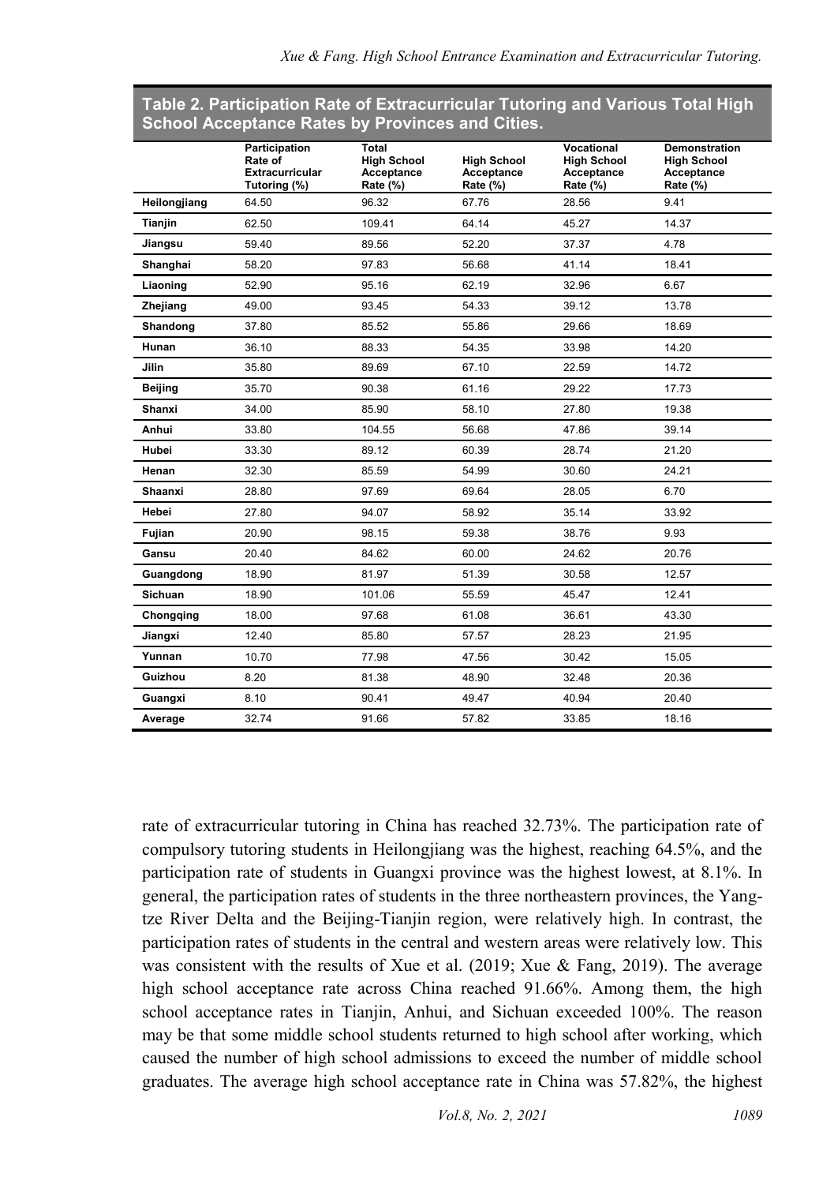**Table 2. Participation Rate of Extracurricular Tutoring and Various Total High School Acceptance Rates by Provinces and Cities.**

| | Participation Rate of Extracurricular Tutoring (%) | Total High School Acceptance Rate (%) | High School Acceptance Rate (%) | Vocational High School Acceptance Rate (%) | Demonstration High School Acceptance Rate (%) |
|---|---|---|---|---|---|
| Heilongjiang | 64.50 | 96.32 | 67.76 | 28.56 | 9.41 |
| Tianjin | 62.50 | 109.41 | 64.14 | 45.27 | 14.37 |
| Jiangsu | 59.40 | 89.56 | 52.20 | 37.37 | 4.78 |
| Shanghai | 58.20 | 97.83 | 56.68 | 41.14 | 18.41 |
| Liaoning | 52.90 | 95.16 | 62.19 | 32.96 | 6.67 |
| Zhejiang | 49.00 | 93.45 | 54.33 | 39.12 | 13.78 |
| Shandong | 37.80 | 85.52 | 55.86 | 29.66 | 18.69 |
| Hunan | 36.10 | 88.33 | 54.35 | 33.98 | 14.20 |
| Jilin | 35.80 | 89.69 | 67.10 | 22.59 | 14.72 |
| Beijing | 35.70 | 90.38 | 61.16 | 29.22 | 17.73 |
| Shanxi | 34.00 | 85.90 | 58.10 | 27.80 | 19.38 |
| Anhui | 33.80 | 104.55 | 56.68 | 47.86 | 39.14 |
| Hubei | 33.30 | 89.12 | 60.39 | 28.74 | 21.20 |
| Henan | 32.30 | 85.59 | 54.99 | 30.60 | 24.21 |
| Shaanxi | 28.80 | 97.69 | 69.64 | 28.05 | 6.70 |
| Hebei | 27.80 | 94.07 | 58.92 | 35.14 | 33.92 |
| Fujian | 20.90 | 98.15 | 59.38 | 38.76 | 9.93 |
| Gansu | 20.40 | 84.62 | 60.00 | 24.62 | 20.76 |
| Guangdong | 18.90 | 81.97 | 51.39 | 30.58 | 12.57 |
| Sichuan | 18.90 | 101.06 | 55.59 | 45.47 | 12.41 |
| Chongqing | 18.00 | 97.68 | 61.08 | 36.61 | 43.30 |
| Jiangxi | 12.40 | 85.80 | 57.57 | 28.23 | 21.95 |
| Yunnan | 10.70 | 77.98 | 47.56 | 30.42 | 15.05 |
| Guizhou | 8.20 | 81.38 | 48.90 | 32.48 | 20.36 |
| Guangxi | 8.10 | 90.41 | 49.47 | 40.94 | 20.40 |
| Average | 32.74 | 91.66 | 57.82 | 33.85 | 18.16 |

rate of extracurricular tutoring in China has reached 32.73%. The participation rate of compulsory tutoring students in Heilongjiang was the highest, reaching 64.5%, and the participation rate of students in Guangxi province was the highest lowest, at 8.1%. In general, the participation rates of students in the three northeastern provinces, the Yangtze River Delta and the Beijing-Tianjin region, were relatively high. In contrast, the participation rates of students in the central and western areas were relatively low. This was consistent with the results of Xue et al. (2019; Xue & Fang, 2019). The average high school acceptance rate across China reached 91.66%. Among them, the high school acceptance rates in Tianjin, Anhui, and Sichuan exceeded 100%. The reason may be that some middle school students returned to high school after working, which caused the number of high school admissions to exceed the number of middle school graduates. The average high school acceptance rate in China was 57.82%, the highest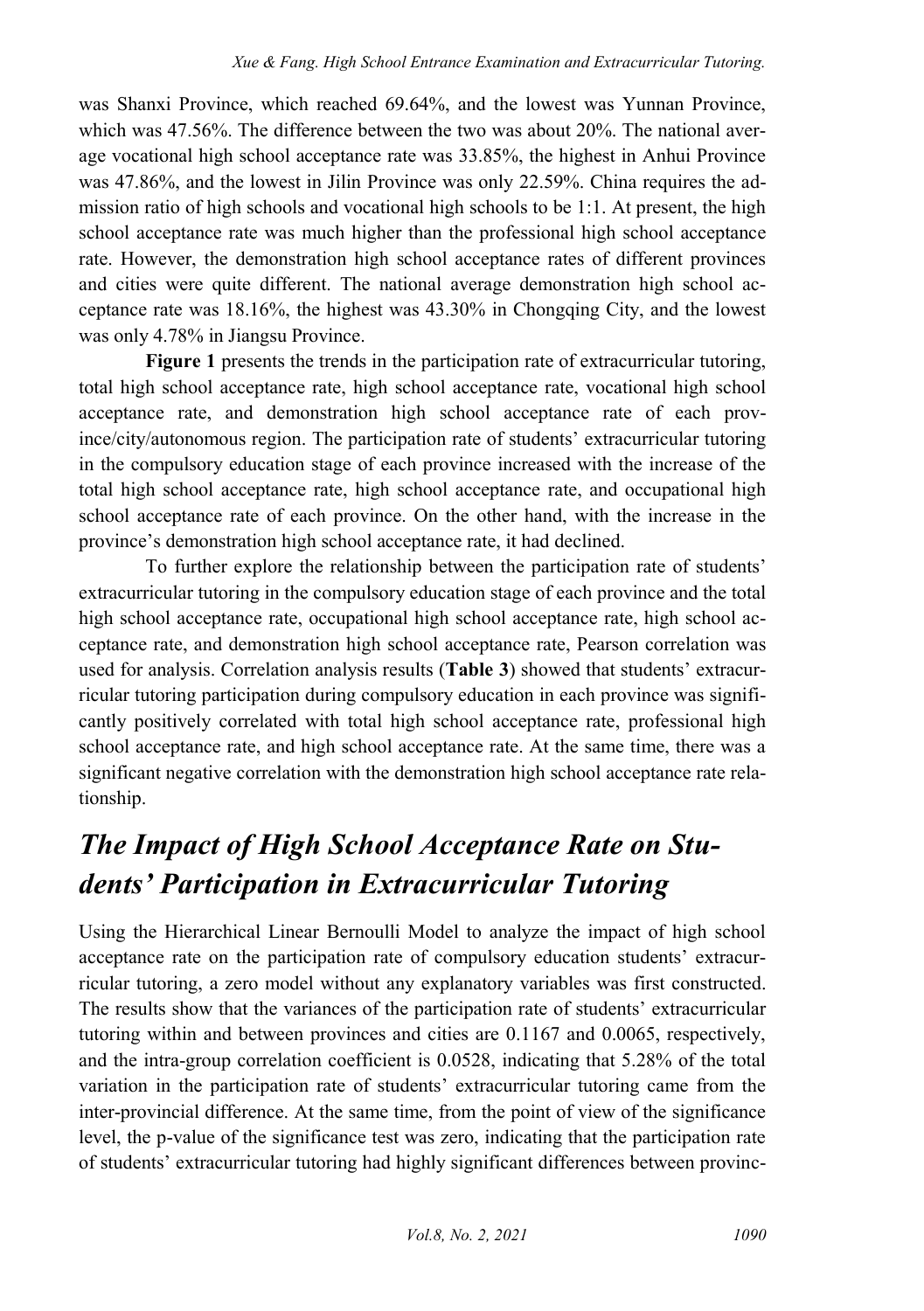was Shanxi Province, which reached 69.64%, and the lowest was Yunnan Province, which was 47.56%. The difference between the two was about 20%. The national average vocational high school acceptance rate was 33.85%, the highest in Anhui Province was 47.86%, and the lowest in Jilin Province was only 22.59%. China requires the admission ratio of high schools and vocational high schools to be 1:1. At present, the high school acceptance rate was much higher than the professional high school acceptance rate. However, the demonstration high school acceptance rates of different provinces and cities were quite different. The national average demonstration high school acceptance rate was 18.16%, the highest was 43.30% in Chongqing City, and the lowest was only 4.78% in Jiangsu Province.

**Figure 1** presents the trends in the participation rate of extracurricular tutoring, total high school acceptance rate, high school acceptance rate, vocational high school acceptance rate, and demonstration high school acceptance rate of each province/city/autonomous region. The participation rate of students' extracurricular tutoring in the compulsory education stage of each province increased with the increase of the total high school acceptance rate, high school acceptance rate, and occupational high school acceptance rate of each province. On the other hand, with the increase in the province's demonstration high school acceptance rate, it had declined.

To further explore the relationship between the participation rate of students' extracurricular tutoring in the compulsory education stage of each province and the total high school acceptance rate, occupational high school acceptance rate, high school acceptance rate, and demonstration high school acceptance rate, Pearson correlation was used for analysis. Correlation analysis results (**Table 3**) showed that students' extracurricular tutoring participation during compulsory education in each province was significantly positively correlated with total high school acceptance rate, professional high school acceptance rate, and high school acceptance rate. At the same time, there was a significant negative correlation with the demonstration high school acceptance rate relationship.

## *The Impact of High School Acceptance Rate on Students' Participation in Extracurricular Tutoring*

Using the Hierarchical Linear Bernoulli Model to analyze the impact of high school acceptance rate on the participation rate of compulsory education students' extracurricular tutoring, a zero model without any explanatory variables was first constructed. The results show that the variances of the participation rate of students' extracurricular tutoring within and between provinces and cities are 0.1167 and 0.0065, respectively, and the intra-group correlation coefficient is 0.0528, indicating that 5.28% of the total variation in the participation rate of students' extracurricular tutoring came from the inter-provincial difference. At the same time, from the point of view of the significance level, the p-value of the significance test was zero, indicating that the participation rate of students' extracurricular tutoring had highly significant differences between provinc-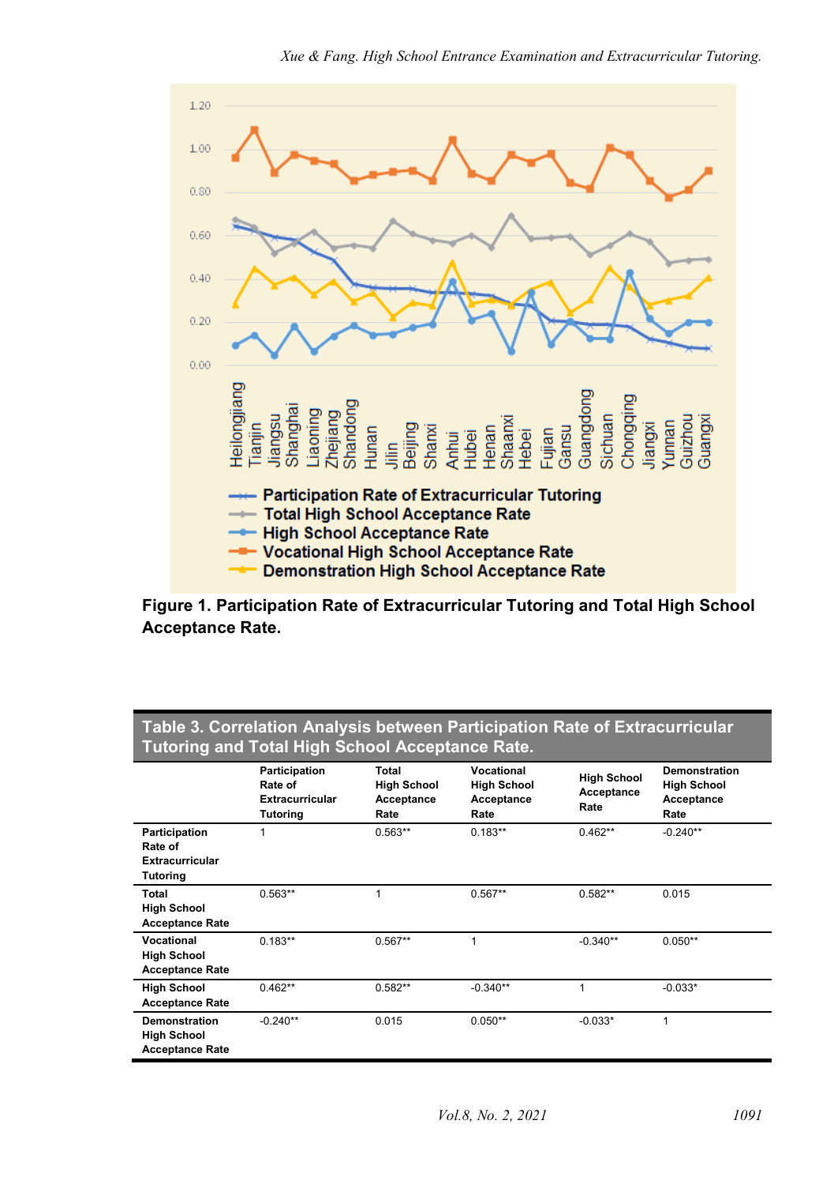**Figure 1. Participation Rate of Extracurricular Tutoring and Total High School Acceptance Rate.**

**Table 3. Correlation Analysis between Participation Rate of Extracurricular Tutoring and Total High School Acceptance Rate.**

| | Participation Rate of Extracurricular Tutoring | Total High School Acceptance Rate | Vocational High School Acceptance Rate | High School Acceptance Rate | Demonstration High School Acceptance Rate |
|---|---|---|---|---|---|
| **Participation Rate of Extracurricular Tutoring** | 1 | 0.563** | 0.183** | 0.462** | -0.240** |
| **Total High School Acceptance Rate** | 0.563** | 1 | 0.567** | 0.582** | 0.015 |
| **Vocational High School Acceptance Rate** | 0.183** | 0.567** | 1 | -0.340** | 0.050** |
| **High School Acceptance Rate** | 0.462** | 0.582** | -0.340** | 1 | -0.033* |
| **Demonstration High School Acceptance Rate** | -0.240** | 0.015 | 0.050** | -0.033* | 1 |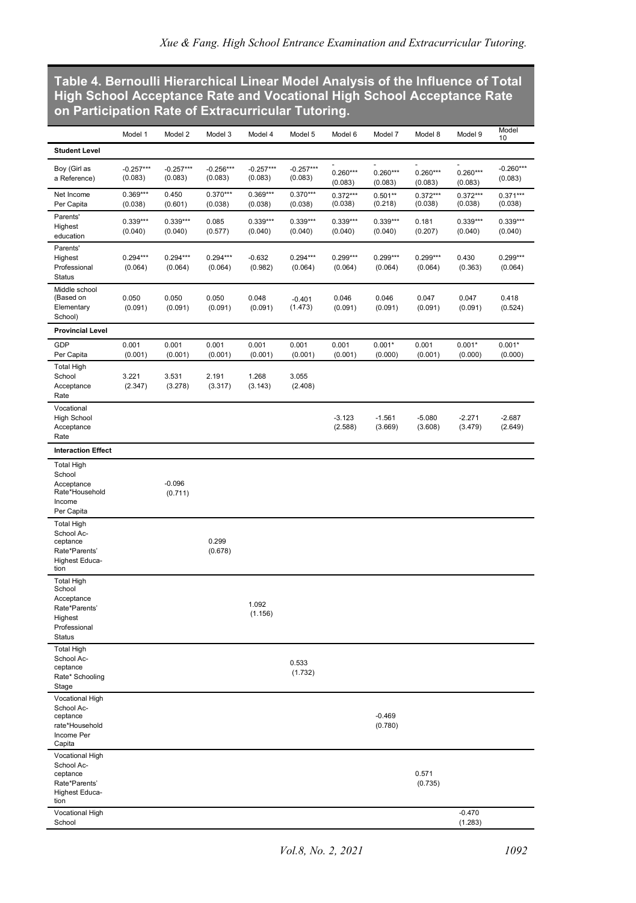**Table 4. Bernoulli Hierarchical Linear Model Analysis of the Influence of Total High School Acceptance Rate and Vocational High School Acceptance Rate on Participation Rate of Extracurricular Tutoring.**

| | Model 1 | Model 2 | Model 3 | Model 4 | Model 5 | Model 6 | Model 7 | Model 8 | Model 9 | Model 10 |
|---|---|---|---|---|---|---|---|---|---|---|
| **Student Level** | | | | | | | | | | |
| Boy (Girl as a Reference) | -0.257*** (0.083) | -0.257*** (0.083) | -0.256*** (0.083) | -0.257*** (0.083) | -0.257*** (0.083) | -0.260*** (0.083) | -0.260*** (0.083) | -0.260*** (0.083) | -0.260*** (0.083) | -0.260*** (0.083) |
| Net Income Per Capita | 0.369*** (0.038) | 0.450 (0.601) | 0.370*** (0.038) | 0.369*** (0.038) | 0.370*** (0.038) | 0.372*** (0.038) | 0.501** (0.218) | 0.372*** (0.038) | 0.372*** (0.038) | 0.371*** (0.038) |
| Parents' Highest education | 0.339*** (0.040) | 0.339*** (0.040) | 0.085 (0.577) | 0.339*** (0.040) | 0.339*** (0.040) | 0.339*** (0.040) | 0.339*** (0.040) | 0.181 (0.207) | 0.339*** (0.040) | 0.339*** (0.040) |
| Parents' Highest Professional Status | 0.294*** (0.064) | 0.294*** (0.064) | 0.294*** (0.064) | -0.632 (0.982) | 0.294*** (0.064) | 0.299*** (0.064) | 0.299*** (0.064) | 0.299*** (0.064) | 0.430 (0.363) | 0.299*** (0.064) |
| Middle school (Based on Elementary School) | 0.050 (0.091) | 0.050 (0.091) | 0.050 (0.091) | 0.048 (0.091) | -0.401 (1.473) | 0.046 (0.091) | 0.046 (0.091) | 0.047 (0.091) | 0.047 (0.091) | 0.418 (0.524) |
| **Provincial Level** | | | | | | | | | | |
| GDP Per Capita | 0.001 (0.001) | 0.001 (0.001) | 0.001 (0.001) | 0.001 (0.001) | 0.001 (0.001) | 0.001 (0.001) | 0.001* (0.000) | 0.001 (0.001) | 0.001* (0.000) | 0.001* (0.000) |
| Total High School Acceptance Rate | 3.221 (2.347) | 3.531 (3.278) | 2.191 (3.317) | 1.268 (3.143) | 3.055 (2.408) | | | | | |
| Vocational High School Acceptance Rate | | | | | | -3.123 (2.588) | -1.561 (3.669) | -5.080 (3.608) | -2.271 (3.479) | -2.687 (2.649) |
| **Interaction Effect** | | | | | | | | | | |
| Total High School Acceptance Rate*Household Income Per Capita | | -0.096 (0.711) | | | | | | | | |
| Total High School Acceptance Rate*Parents' Highest Education | | | 0.299 (0.678) | | | | | | | |
| Total High School Acceptance Rate*Parents' Highest Professional Status | | | | 1.092 (1.156) | | | | | | |
| Total High School Acceptance Rate* Schooling Stage | | | | | 0.533 (1.732) | | | | | |
| Vocational High School Acceptance rate*Household Income Per Capita | | | | | | | -0.469 (0.780) | | | |
| Vocational High School Acceptance Rate*Parents' Highest Education | | | | | | | | 0.571 (0.735) | | |
| Vocational High School | | | | | | | | | -0.470 (1.283) | |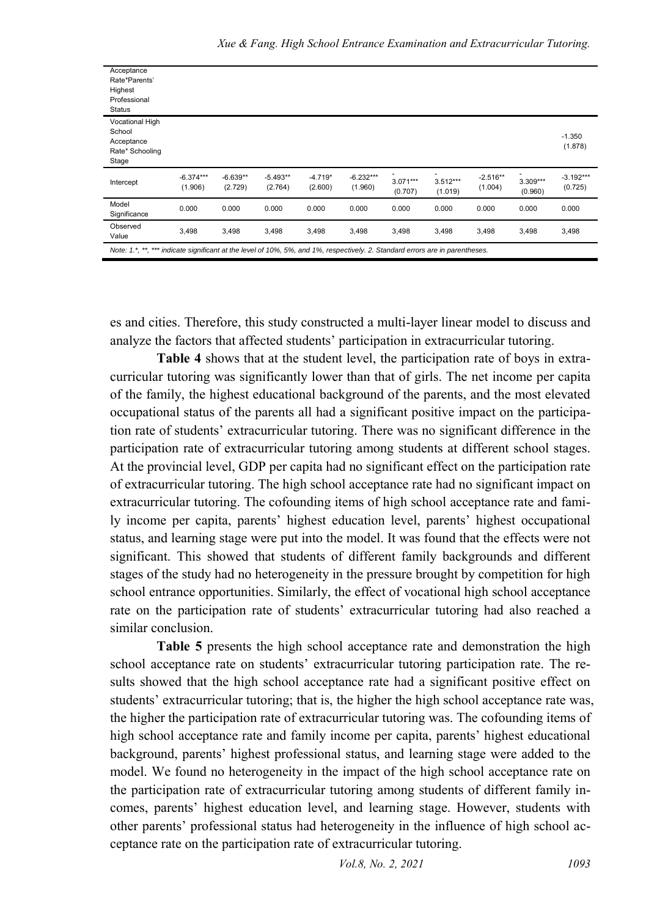| Acceptance Rate*Parents' Highest Professional Status | | | | | | | | | | |
|---|---|---|---|---|---|---|---|---|---|---|
| Vocational High School Acceptance Rate* Schooling Stage | | | | | | | | | | -1.350 (1.878) |
| Intercept | -6.374*** (1.906) | -6.639** (2.729) | -5.493** (2.764) | -4.719* (2.600) | -6.232*** (1.960) | -3.071*** (0.707) | -3.512*** (1.019) | -2.516** (1.004) | -3.309*** (0.960) | -3.192*** (0.725) |
| Model Significance | 0.000 | 0.000 | 0.000 | 0.000 | 0.000 | 0.000 | 0.000 | 0.000 | 0.000 | 0.000 |
| Observed Value | 3,498 | 3,498 | 3,498 | 3,498 | 3,498 | 3,498 | 3,498 | 3,498 | 3,498 | 3,498 |

*Note: 1.*, **, *** indicate significant at the level of 10%, 5%, and 1%, respectively. 2. Standard errors are in parentheses.*

es and cities. Therefore, this study constructed a multi-layer linear model to discuss and analyze the factors that affected students' participation in extracurricular tutoring.

**Table 4** shows that at the student level, the participation rate of boys in extracurricular tutoring was significantly lower than that of girls. The net income per capita of the family, the highest educational background of the parents, and the most elevated occupational status of the parents all had a significant positive impact on the participation rate of students' extracurricular tutoring. There was no significant difference in the participation rate of extracurricular tutoring among students at different school stages. At the provincial level, GDP per capita had no significant effect on the participation rate of extracurricular tutoring. The high school acceptance rate had no significant impact on extracurricular tutoring. The cofounding items of high school acceptance rate and family income per capita, parents' highest education level, parents' highest occupational status, and learning stage were put into the model. It was found that the effects were not significant. This showed that students of different family backgrounds and different stages of the study had no heterogeneity in the pressure brought by competition for high school entrance opportunities. Similarly, the effect of vocational high school acceptance rate on the participation rate of students' extracurricular tutoring had also reached a similar conclusion.

**Table 5** presents the high school acceptance rate and demonstration the high school acceptance rate on students' extracurricular tutoring participation rate. The results showed that the high school acceptance rate had a significant positive effect on students' extracurricular tutoring; that is, the higher the high school acceptance rate was, the higher the participation rate of extracurricular tutoring was. The cofounding items of high school acceptance rate and family income per capita, parents' highest educational background, parents' highest professional status, and learning stage were added to the model. We found no heterogeneity in the impact of the high school acceptance rate on the participation rate of extracurricular tutoring among students of different family incomes, parents' highest education level, and learning stage. However, students with other parents' professional status had heterogeneity in the influence of high school acceptance rate on the participation rate of extracurricular tutoring.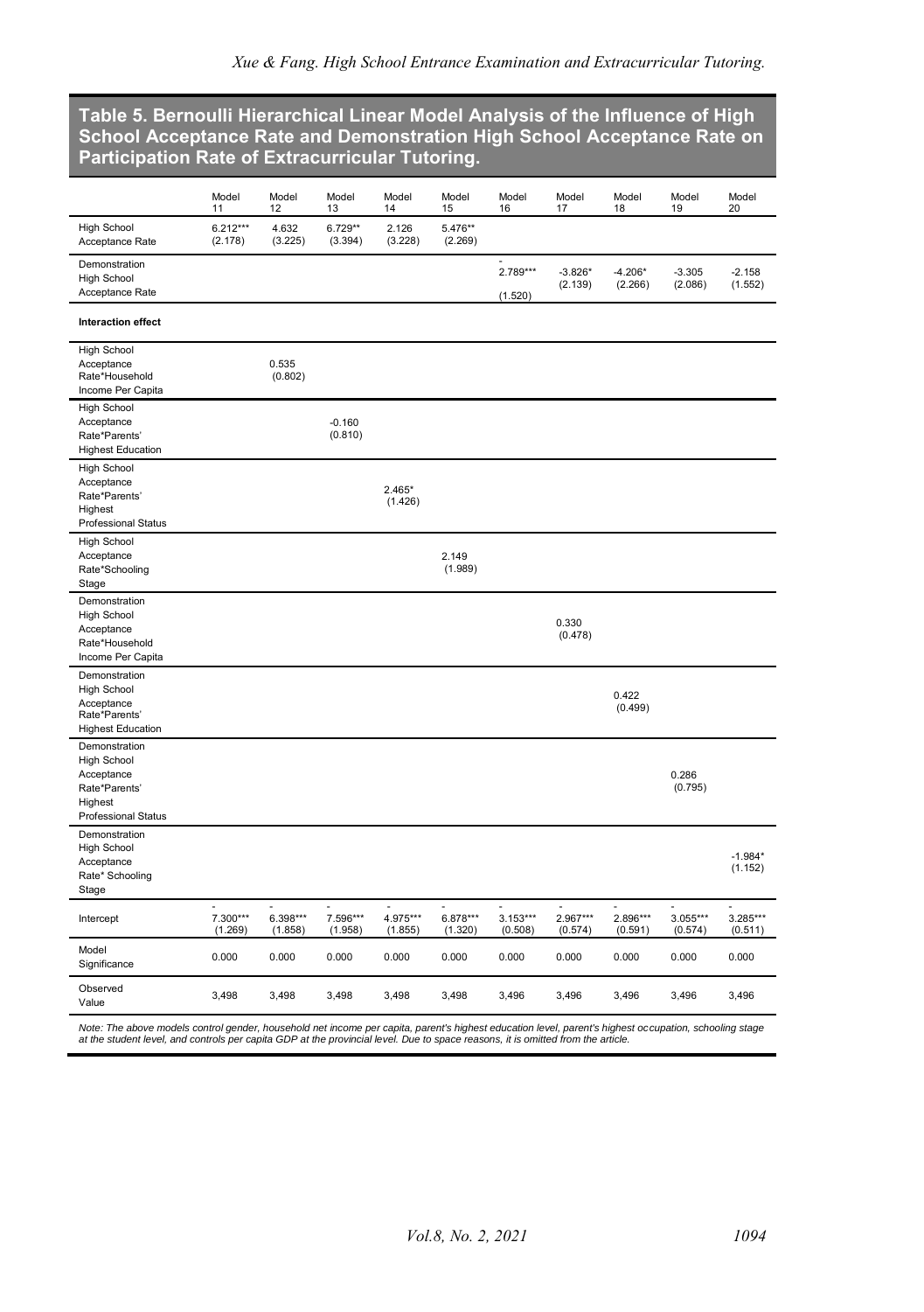## Table 5. Bernoulli Hierarchical Linear Model Analysis of the Influence of High School Acceptance Rate and Demonstration High School Acceptance Rate on Participation Rate of Extracurricular Tutoring.

| | Model 11 | Model 12 | Model 13 | Model 14 | Model 15 | Model 16 | Model 17 | Model 18 | Model 19 | Model 20 |
|---|---|---|---|---|---|---|---|---|---|---|
| High School Acceptance Rate | 6.212*** (2.178) | 4.632 (3.225) | 6.729** (3.394) | 2.126 (3.228) | 5.476** (2.269) | | | | | |
| Demonstration High School Acceptance Rate | | | | | | -2.789*** (1.520) | -3.826* (2.139) | -4.206* (2.266) | -3.305 (2.086) | -2.158 (1.552) |
| **Interaction effect** | | | | | | | | | | |
| High School Acceptance Rate*Household Income Per Capita | | 0.535 (0.802) | | | | | | | | |
| High School Acceptance Rate*Parents' Highest Education | | | -0.160 (0.810) | | | | | | | |
| High School Acceptance Rate*Parents' Highest Professional Status | | | | 2.465* (1.426) | | | | | | |
| High School Acceptance Rate*Schooling Stage | | | | | 2.149 (1.989) | | | | | |
| Demonstration High School Acceptance Rate*Household Income Per Capita | | | | | | | 0.330 (0.478) | | | |
| Demonstration High School Acceptance Rate*Parents' Highest Education | | | | | | | | 0.422 (0.499) | | |
| Demonstration High School Acceptance Rate*Parents' Highest Professional Status | | | | | | | | | 0.286 (0.795) | |
| Demonstration High School Acceptance Rate* Schooling Stage | | | | | | | | | | -1.984* (1.152) |
| Intercept | -7.300*** (1.269) | -6.398*** (1.858) | -7.596*** (1.958) | -4.975*** (1.855) | -6.878*** (1.320) | -3.153*** (0.508) | -2.967*** (0.574) | -2.896*** (0.591) | -3.055*** (0.574) | -3.285*** (0.511) |
| Model Significance | 0.000 | 0.000 | 0.000 | 0.000 | 0.000 | 0.000 | 0.000 | 0.000 | 0.000 | 0.000 |
| Observed Value | 3,498 | 3,498 | 3,498 | 3,498 | 3,498 | 3,496 | 3,496 | 3,496 | 3,496 | 3,496 |

*Note: The above models control gender, household net income per capita, parent's highest education level, parent's highest occupation, schooling stage at the student level, and controls per capita GDP at the provincial level. Due to space reasons, it is omitted from the article.*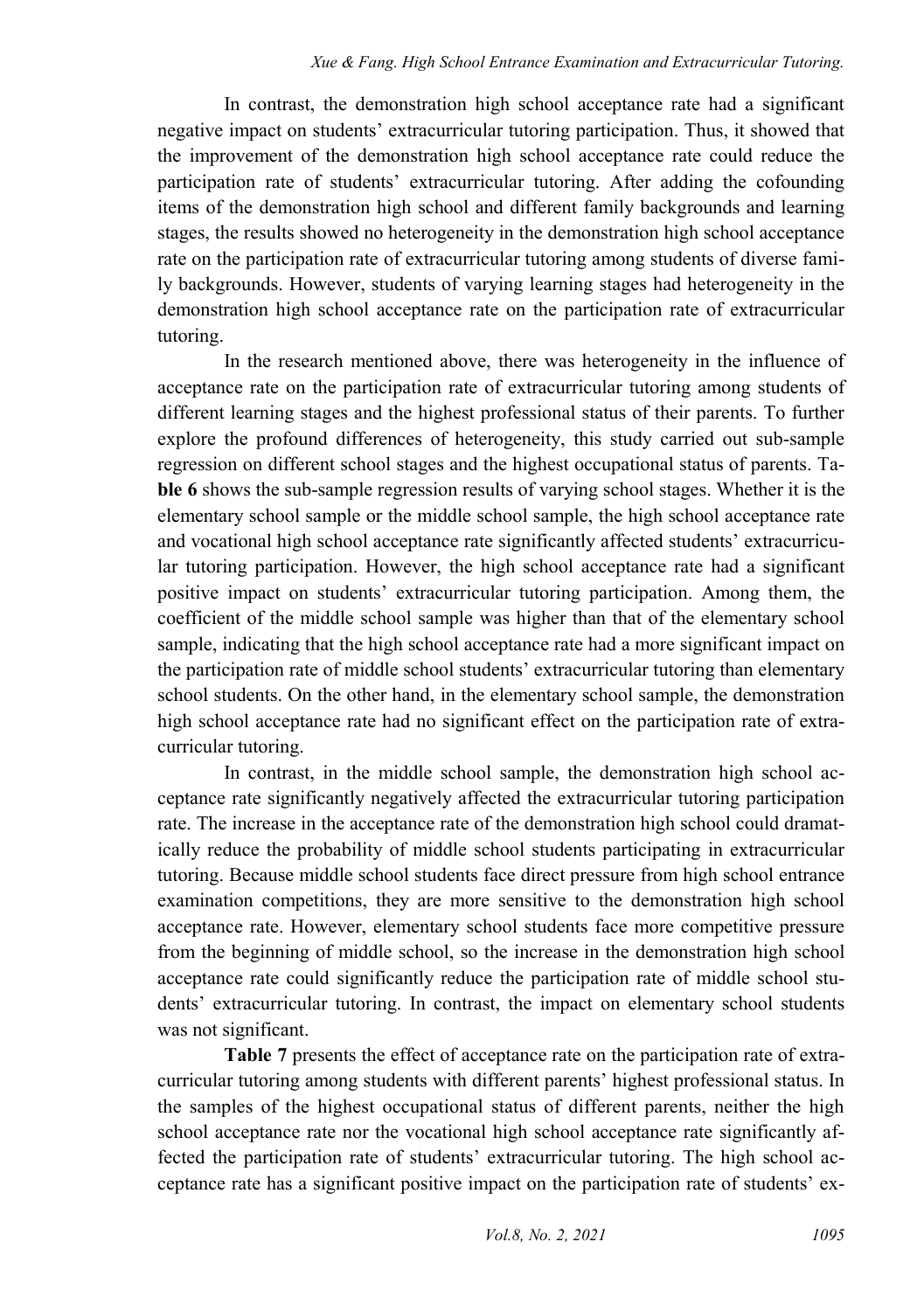In contrast, the demonstration high school acceptance rate had a significant negative impact on students' extracurricular tutoring participation. Thus, it showed that the improvement of the demonstration high school acceptance rate could reduce the participation rate of students' extracurricular tutoring. After adding the cofounding items of the demonstration high school and different family backgrounds and learning stages, the results showed no heterogeneity in the demonstration high school acceptance rate on the participation rate of extracurricular tutoring among students of diverse family backgrounds. However, students of varying learning stages had heterogeneity in the demonstration high school acceptance rate on the participation rate of extracurricular tutoring.

In the research mentioned above, there was heterogeneity in the influence of acceptance rate on the participation rate of extracurricular tutoring among students of different learning stages and the highest professional status of their parents. To further explore the profound differences of heterogeneity, this study carried out sub-sample regression on different school stages and the highest occupational status of parents. **Table 6** shows the sub-sample regression results of varying school stages. Whether it is the elementary school sample or the middle school sample, the high school acceptance rate and vocational high school acceptance rate significantly affected students' extracurricular tutoring participation. However, the high school acceptance rate had a significant positive impact on students' extracurricular tutoring participation. Among them, the coefficient of the middle school sample was higher than that of the elementary school sample, indicating that the high school acceptance rate had a more significant impact on the participation rate of middle school students' extracurricular tutoring than elementary school students. On the other hand, in the elementary school sample, the demonstration high school acceptance rate had no significant effect on the participation rate of extracurricular tutoring.

In contrast, in the middle school sample, the demonstration high school acceptance rate significantly negatively affected the extracurricular tutoring participation rate. The increase in the acceptance rate of the demonstration high school could dramatically reduce the probability of middle school students participating in extracurricular tutoring. Because middle school students face direct pressure from high school entrance examination competitions, they are more sensitive to the demonstration high school acceptance rate. However, elementary school students face more competitive pressure from the beginning of middle school, so the increase in the demonstration high school acceptance rate could significantly reduce the participation rate of middle school students' extracurricular tutoring. In contrast, the impact on elementary school students was not significant.

**Table 7** presents the effect of acceptance rate on the participation rate of extracurricular tutoring among students with different parents' highest professional status. In the samples of the highest occupational status of different parents, neither the high school acceptance rate nor the vocational high school acceptance rate significantly affected the participation rate of students' extracurricular tutoring. The high school acceptance rate has a significant positive impact on the participation rate of students' ex-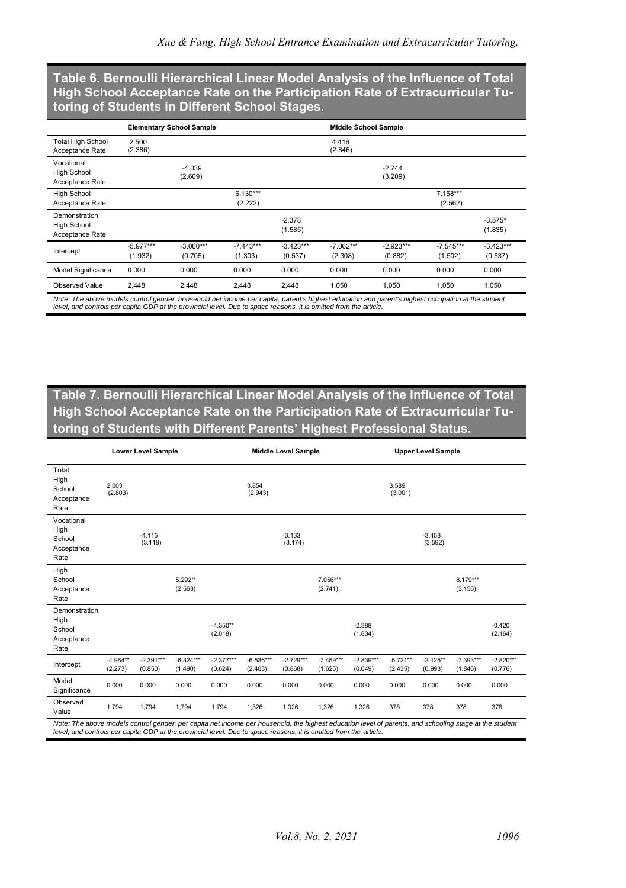**Table 6. Bernoulli Hierarchical Linear Model Analysis of the Influence of Total High School Acceptance Rate on the Participation Rate of Extracurricular Tutoring of Students in Different School Stages.**

| | Elementary School Sample | | | | Middle School Sample | | | |
|---|---|---|---|---|---|---|---|---|
| Total High School Acceptance Rate | 2.500 (2.386) | | | | 4.416 (2.846) | | | |
| Vocational High School Acceptance Rate | | -4.039 (2.609) | | | | -2.744 (3.209) | | |
| High School Acceptance Rate | | | 6.130*** (2.222) | | | | 7.158*** (2.562) | |
| Demonstration High School Acceptance Rate | | | | -2.378 (1.585) | | | | -3.575* (1.835) |
| Intercept | -5.977*** (1.932) | -3.060*** (0.705) | -7.443*** (1.303) | -3.423*** (0.537) | -7.062*** (2.308) | -2.923*** (0.882) | -7.545*** (1.502) | -3.423*** (0.537) |
| Model Significance | 0.000 | 0.000 | 0.000 | 0.000 | 0.000 | 0.000 | 0.000 | 0.000 |
| Observed Value | 2,448 | 2,448 | 2,448 | 2,448 | 1,050 | 1,050 | 1,050 | 1,050 |

*Note: The above models control gender, household net income per capita, parent's highest education and parent's highest occupation at the student level, and controls per capita GDP at the provincial level. Due to space reasons, it is omitted from the article.*

**Table 7. Bernoulli Hierarchical Linear Model Analysis of the Influence of Total High School Acceptance Rate on the Participation Rate of Extracurricular Tutoring of Students with Different Parents' Highest Professional Status.**

| | Lower Level Sample | | | | Middle Level Sample | | | | Upper Level Sample | | | |
|---|---|---|---|---|---|---|---|---|---|---|---|---|
| Total High School Acceptance Rate | 2.003 (2.803) | | | | 3.854 (2.943) | | | | 3.589 (3.001) | | | |
| Vocational High School Acceptance Rate | | -4.115 (3.118) | | | | -3.133 (3.174) | | | | -3.458 (3.592) | | |
| High School Acceptance Rate | | | 5.292** (2.563) | | | | 7.056*** (2.741) | | | | 8.179*** (3.156) | |
| Demonstration High School Acceptance Rate | | | | -4.350** (2.018) | | | | -2.388 (1.834) | | | | -0.420 (2.164) |
| Intercept | -4.964** (2.273) | -2.391*** (0.850) | -6.324*** (1.490) | -2.377*** (0.624) | -6.536*** (2.403) | -2.729*** (0.868) | -7.459*** (1.625) | -2.839*** (0.649) | -5.721** (2.435) | -2.125** (0.993) | -7.393*** (1.846) | -2.820*** (0.776) |
| Model Significance | 0.000 | 0.000 | 0.000 | 0.000 | 0.000 | 0.000 | 0.000 | 0.000 | 0.000 | 0.000 | 0.000 | 0.000 |
| Observed Value | 1,794 | 1,794 | 1,794 | 1,794 | 1,326 | 1,326 | 1,326 | 1,326 | 378 | 378 | 378 | 378 |

*Note: The above models control gender, per capita net income per household, the highest education level of parents, and schooling stage at the student level, and controls per capita GDP at the provincial level. Due to space reasons, it is omitted from the article.*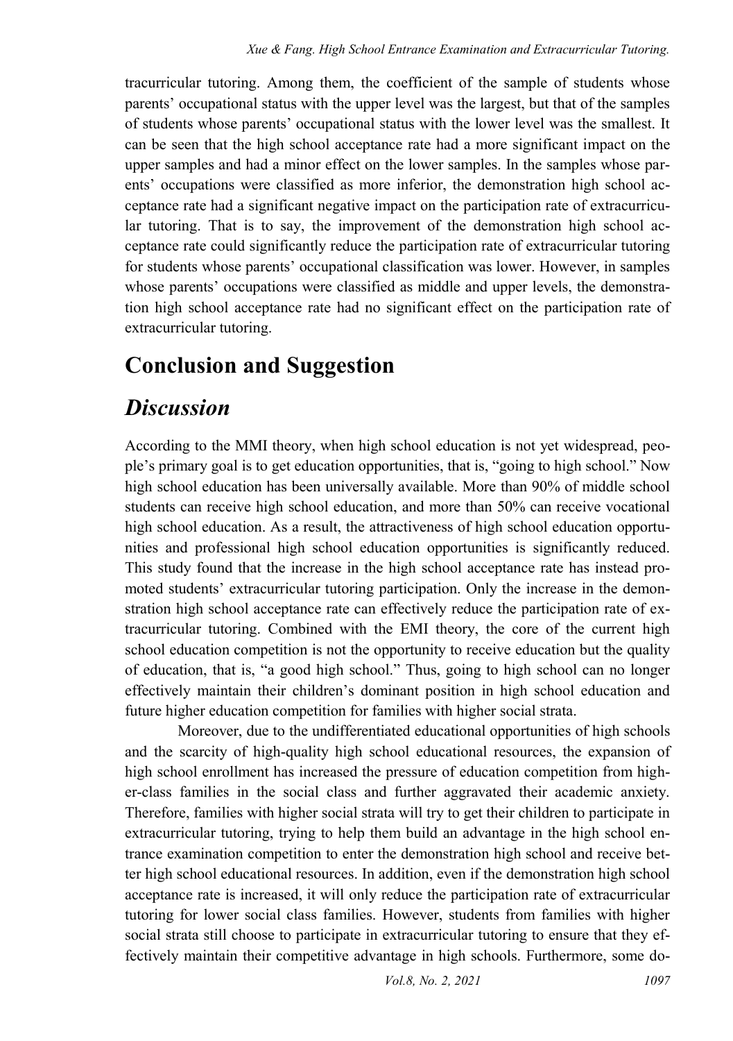tracurricular tutoring. Among them, the coefficient of the sample of students whose parents' occupational status with the upper level was the largest, but that of the samples of students whose parents' occupational status with the lower level was the smallest. It can be seen that the high school acceptance rate had a more significant impact on the upper samples and had a minor effect on the lower samples. In the samples whose parents' occupations were classified as more inferior, the demonstration high school acceptance rate had a significant negative impact on the participation rate of extracurricular tutoring. That is to say, the improvement of the demonstration high school acceptance rate could significantly reduce the participation rate of extracurricular tutoring for students whose parents' occupational classification was lower. However, in samples whose parents' occupations were classified as middle and upper levels, the demonstration high school acceptance rate had no significant effect on the participation rate of extracurricular tutoring.

# Conclusion and Suggestion

## *Discussion*

According to the MMI theory, when high school education is not yet widespread, people's primary goal is to get education opportunities, that is, "going to high school." Now high school education has been universally available. More than 90% of middle school students can receive high school education, and more than 50% can receive vocational high school education. As a result, the attractiveness of high school education opportunities and professional high school education opportunities is significantly reduced. This study found that the increase in the high school acceptance rate has instead promoted students' extracurricular tutoring participation. Only the increase in the demonstration high school acceptance rate can effectively reduce the participation rate of extracurricular tutoring. Combined with the EMI theory, the core of the current high school education competition is not the opportunity to receive education but the quality of education, that is, "a good high school." Thus, going to high school can no longer effectively maintain their children's dominant position in high school education and future higher education competition for families with higher social strata.

Moreover, due to the undifferentiated educational opportunities of high schools and the scarcity of high-quality high school educational resources, the expansion of high school enrollment has increased the pressure of education competition from higher-class families in the social class and further aggravated their academic anxiety. Therefore, families with higher social strata will try to get their children to participate in extracurricular tutoring, trying to help them build an advantage in the high school entrance examination competition to enter the demonstration high school and receive better high school educational resources. In addition, even if the demonstration high school acceptance rate is increased, it will only reduce the participation rate of extracurricular tutoring for lower social class families. However, students from families with higher social strata still choose to participate in extracurricular tutoring to ensure that they effectively maintain their competitive advantage in high schools. Furthermore, some do-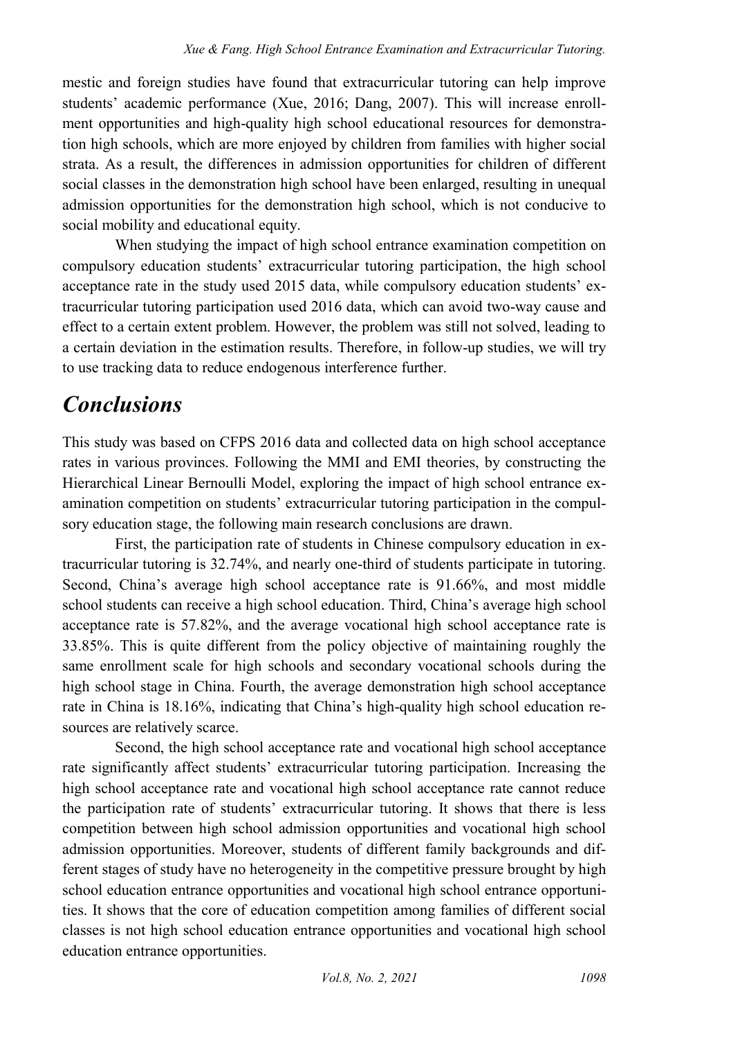mestic and foreign studies have found that extracurricular tutoring can help improve students' academic performance (Xue, 2016; Dang, 2007). This will increase enrollment opportunities and high-quality high school educational resources for demonstration high schools, which are more enjoyed by children from families with higher social strata. As a result, the differences in admission opportunities for children of different social classes in the demonstration high school have been enlarged, resulting in unequal admission opportunities for the demonstration high school, which is not conducive to social mobility and educational equity.

When studying the impact of high school entrance examination competition on compulsory education students' extracurricular tutoring participation, the high school acceptance rate in the study used 2015 data, while compulsory education students' extracurricular tutoring participation used 2016 data, which can avoid two-way cause and effect to a certain extent problem. However, the problem was still not solved, leading to a certain deviation in the estimation results. Therefore, in follow-up studies, we will try to use tracking data to reduce endogenous interference further.

## *Conclusions*

This study was based on CFPS 2016 data and collected data on high school acceptance rates in various provinces. Following the MMI and EMI theories, by constructing the Hierarchical Linear Bernoulli Model, exploring the impact of high school entrance examination competition on students' extracurricular tutoring participation in the compulsory education stage, the following main research conclusions are drawn.

First, the participation rate of students in Chinese compulsory education in extracurricular tutoring is 32.74%, and nearly one-third of students participate in tutoring. Second, China's average high school acceptance rate is 91.66%, and most middle school students can receive a high school education. Third, China's average high school acceptance rate is 57.82%, and the average vocational high school acceptance rate is 33.85%. This is quite different from the policy objective of maintaining roughly the same enrollment scale for high schools and secondary vocational schools during the high school stage in China. Fourth, the average demonstration high school acceptance rate in China is 18.16%, indicating that China's high-quality high school education resources are relatively scarce.

Second, the high school acceptance rate and vocational high school acceptance rate significantly affect students' extracurricular tutoring participation. Increasing the high school acceptance rate and vocational high school acceptance rate cannot reduce the participation rate of students' extracurricular tutoring. It shows that there is less competition between high school admission opportunities and vocational high school admission opportunities. Moreover, students of different family backgrounds and different stages of study have no heterogeneity in the competitive pressure brought by high school education entrance opportunities and vocational high school entrance opportunities. It shows that the core of education competition among families of different social classes is not high school education entrance opportunities and vocational high school education entrance opportunities.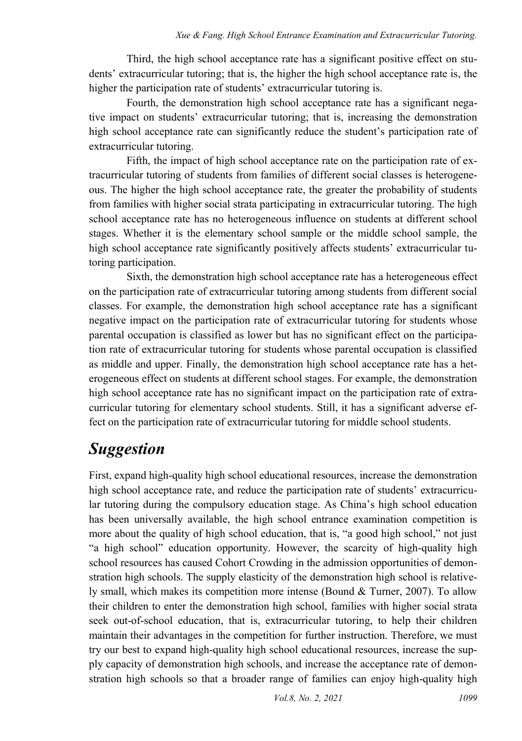Third, the high school acceptance rate has a significant positive effect on students' extracurricular tutoring; that is, the higher the high school acceptance rate is, the higher the participation rate of students' extracurricular tutoring is.

Fourth, the demonstration high school acceptance rate has a significant negative impact on students' extracurricular tutoring; that is, increasing the demonstration high school acceptance rate can significantly reduce the student's participation rate of extracurricular tutoring.

Fifth, the impact of high school acceptance rate on the participation rate of extracurricular tutoring of students from families of different social classes is heterogeneous. The higher the high school acceptance rate, the greater the probability of students from families with higher social strata participating in extracurricular tutoring. The high school acceptance rate has no heterogeneous influence on students at different school stages. Whether it is the elementary school sample or the middle school sample, the high school acceptance rate significantly positively affects students' extracurricular tutoring participation.

Sixth, the demonstration high school acceptance rate has a heterogeneous effect on the participation rate of extracurricular tutoring among students from different social classes. For example, the demonstration high school acceptance rate has a significant negative impact on the participation rate of extracurricular tutoring for students whose parental occupation is classified as lower but has no significant effect on the participation rate of extracurricular tutoring for students whose parental occupation is classified as middle and upper. Finally, the demonstration high school acceptance rate has a heterogeneous effect on students at different school stages. For example, the demonstration high school acceptance rate has no significant impact on the participation rate of extracurricular tutoring for elementary school students. Still, it has a significant adverse effect on the participation rate of extracurricular tutoring for middle school students.

## *Suggestion*

First, expand high-quality high school educational resources, increase the demonstration high school acceptance rate, and reduce the participation rate of students' extracurricular tutoring during the compulsory education stage. As China's high school education has been universally available, the high school entrance examination competition is more about the quality of high school education, that is, "a good high school," not just "a high school" education opportunity. However, the scarcity of high-quality high school resources has caused Cohort Crowding in the admission opportunities of demonstration high schools. The supply elasticity of the demonstration high school is relatively small, which makes its competition more intense (Bound & Turner, 2007). To allow their children to enter the demonstration high school, families with higher social strata seek out-of-school education, that is, extracurricular tutoring, to help their children maintain their advantages in the competition for further instruction. Therefore, we must try our best to expand high-quality high school educational resources, increase the supply capacity of demonstration high schools, and increase the acceptance rate of demonstration high schools so that a broader range of families can enjoy high-quality high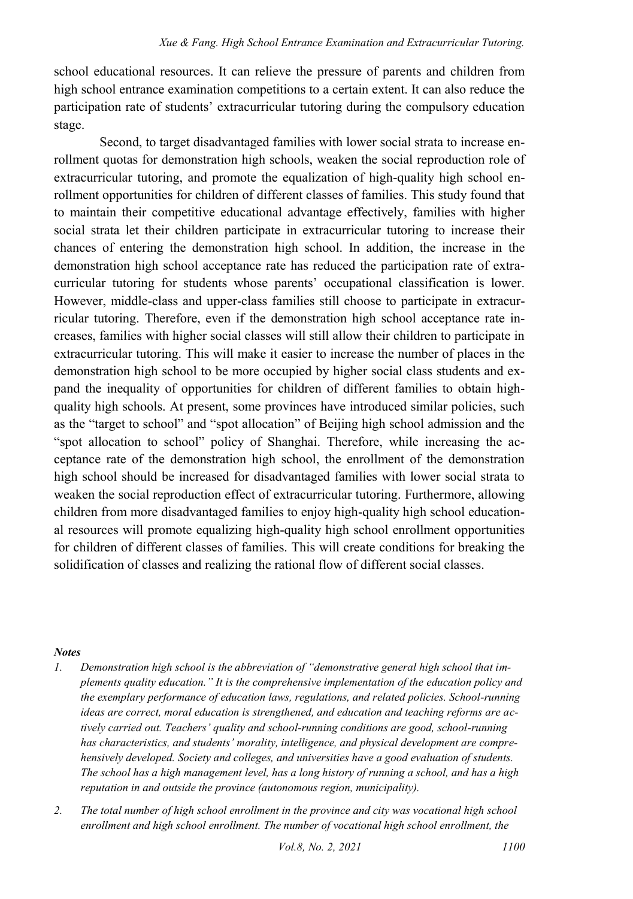school educational resources. It can relieve the pressure of parents and children from high school entrance examination competitions to a certain extent. It can also reduce the participation rate of students' extracurricular tutoring during the compulsory education stage.

Second, to target disadvantaged families with lower social strata to increase enrollment quotas for demonstration high schools, weaken the social reproduction role of extracurricular tutoring, and promote the equalization of high-quality high school enrollment opportunities for children of different classes of families. This study found that to maintain their competitive educational advantage effectively, families with higher social strata let their children participate in extracurricular tutoring to increase their chances of entering the demonstration high school. In addition, the increase in the demonstration high school acceptance rate has reduced the participation rate of extracurricular tutoring for students whose parents' occupational classification is lower. However, middle-class and upper-class families still choose to participate in extracurricular tutoring. Therefore, even if the demonstration high school acceptance rate increases, families with higher social classes will still allow their children to participate in extracurricular tutoring. This will make it easier to increase the number of places in the demonstration high school to be more occupied by higher social class students and expand the inequality of opportunities for children of different families to obtain high-quality high schools. At present, some provinces have introduced similar policies, such as the "target to school" and "spot allocation" of Beijing high school admission and the "spot allocation to school" policy of Shanghai. Therefore, while increasing the acceptance rate of the demonstration high school, the enrollment of the demonstration high school should be increased for disadvantaged families with lower social strata to weaken the social reproduction effect of extracurricular tutoring. Furthermore, allowing children from more disadvantaged families to enjoy high-quality high school educational resources will promote equalizing high-quality high school enrollment opportunities for children of different classes of families. This will create conditions for breaking the solidification of classes and realizing the rational flow of different social classes.

***Notes***

1. *Demonstration high school is the abbreviation of "demonstrative general high school that implements quality education." It is the comprehensive implementation of the education policy and the exemplary performance of education laws, regulations, and related policies. School-running ideas are correct, moral education is strengthened, and education and teaching reforms are actively carried out. Teachers' quality and school-running conditions are good, school-running has characteristics, and students' morality, intelligence, and physical development are comprehensively developed. Society and colleges, and universities have a good evaluation of students. The school has a high management level, has a long history of running a school, and has a high reputation in and outside the province (autonomous region, municipality).*

2. *The total number of high school enrollment in the province and city was vocational high school enrollment and high school enrollment. The number of vocational high school enrollment, the*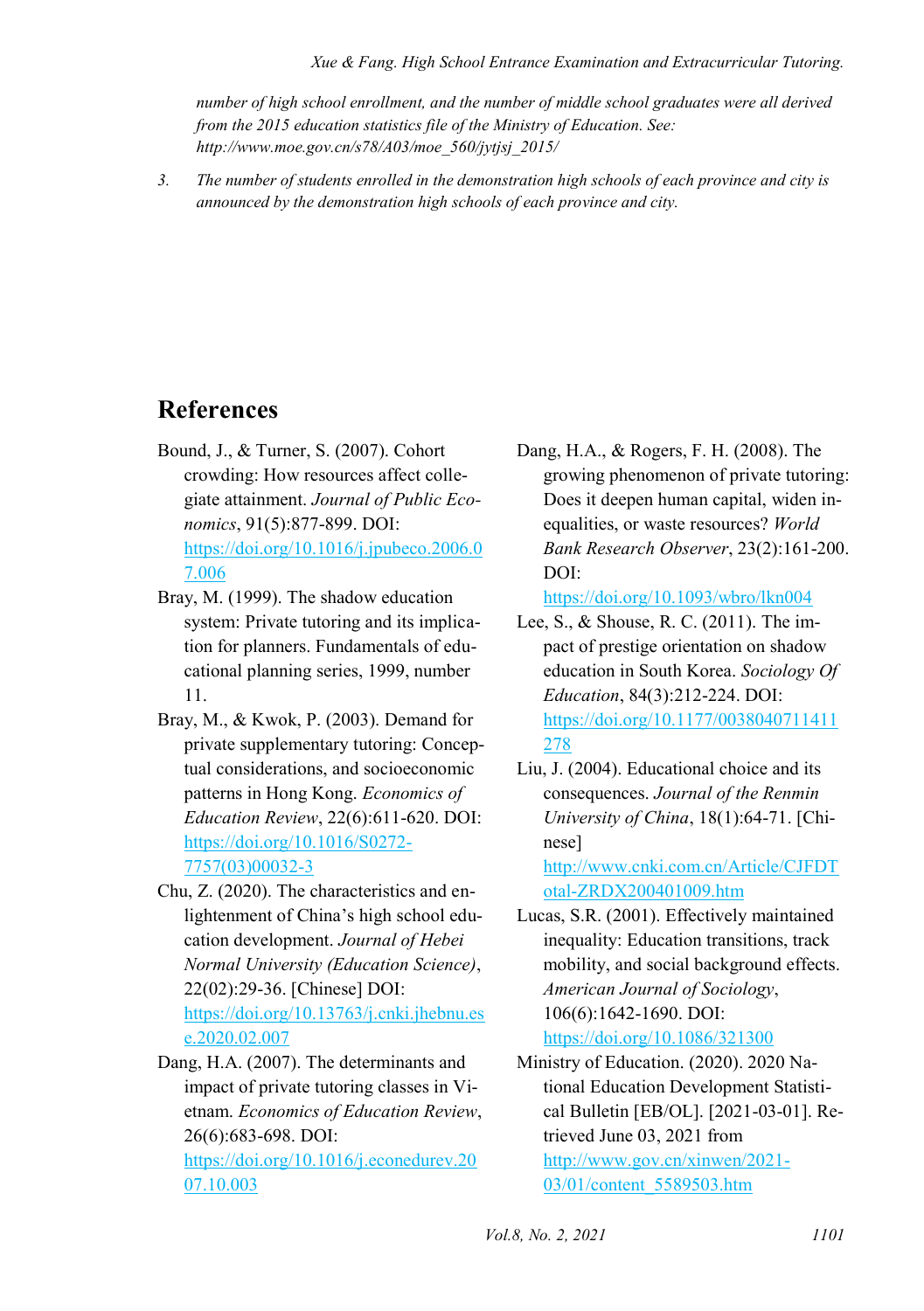*number of high school enrollment, and the number of middle school graduates were all derived from the 2015 education statistics file of the Ministry of Education. See: http://www.moe.gov.cn/s78/A03/moe_560/jytjsj_2015/*

3. *The number of students enrolled in the demonstration high schools of each province and city is announced by the demonstration high schools of each province and city.*

## References

Bound, J., & Turner, S. (2007). Cohort crowding: How resources affect collegiate attainment. *Journal of Public Economics*, 91(5):877-899. DOI: https://doi.org/10.1016/j.jpubeco.2006.07.006

Bray, M. (1999). The shadow education system: Private tutoring and its implication for planners. Fundamentals of educational planning series, 1999, number 11.

Bray, M., & Kwok, P. (2003). Demand for private supplementary tutoring: Conceptual considerations, and socioeconomic patterns in Hong Kong. *Economics of Education Review*, 22(6):611-620. DOI: https://doi.org/10.1016/S0272-7757(03)00032-3

Chu, Z. (2020). The characteristics and enlightenment of China's high school education development. *Journal of Hebei Normal University (Education Science)*, 22(02):29-36. [Chinese] DOI: https://doi.org/10.13763/j.cnki.jhebnu.ese.2020.02.007

Dang, H.A. (2007). The determinants and impact of private tutoring classes in Vietnam. *Economics of Education Review*, 26(6):683-698. DOI: https://doi.org/10.1016/j.econedurev.2007.10.003

Dang, H.A., & Rogers, F. H. (2008). The growing phenomenon of private tutoring: Does it deepen human capital, widen inequalities, or waste resources? *World Bank Research Observer*, 23(2):161-200. DOI: https://doi.org/10.1093/wbro/lkn004

Lee, S., & Shouse, R. C. (2011). The impact of prestige orientation on shadow education in South Korea. *Sociology Of Education*, 84(3):212-224. DOI: https://doi.org/10.1177/0038040711411278

Liu, J. (2004). Educational choice and its consequences. *Journal of the Renmin University of China*, 18(1):64-71. [Chinese] http://www.cnki.com.cn/Article/CJFDTotal-ZRDX200401009.htm

Lucas, S.R. (2001). Effectively maintained inequality: Education transitions, track mobility, and social background effects. *American Journal of Sociology*, 106(6):1642-1690. DOI: https://doi.org/10.1086/321300

Ministry of Education. (2020). 2020 National Education Development Statistical Bulletin [EB/OL]. [2021-03-01]. Retrieved June 03, 2021 from http://www.gov.cn/xinwen/2021-03/01/content_5589503.htm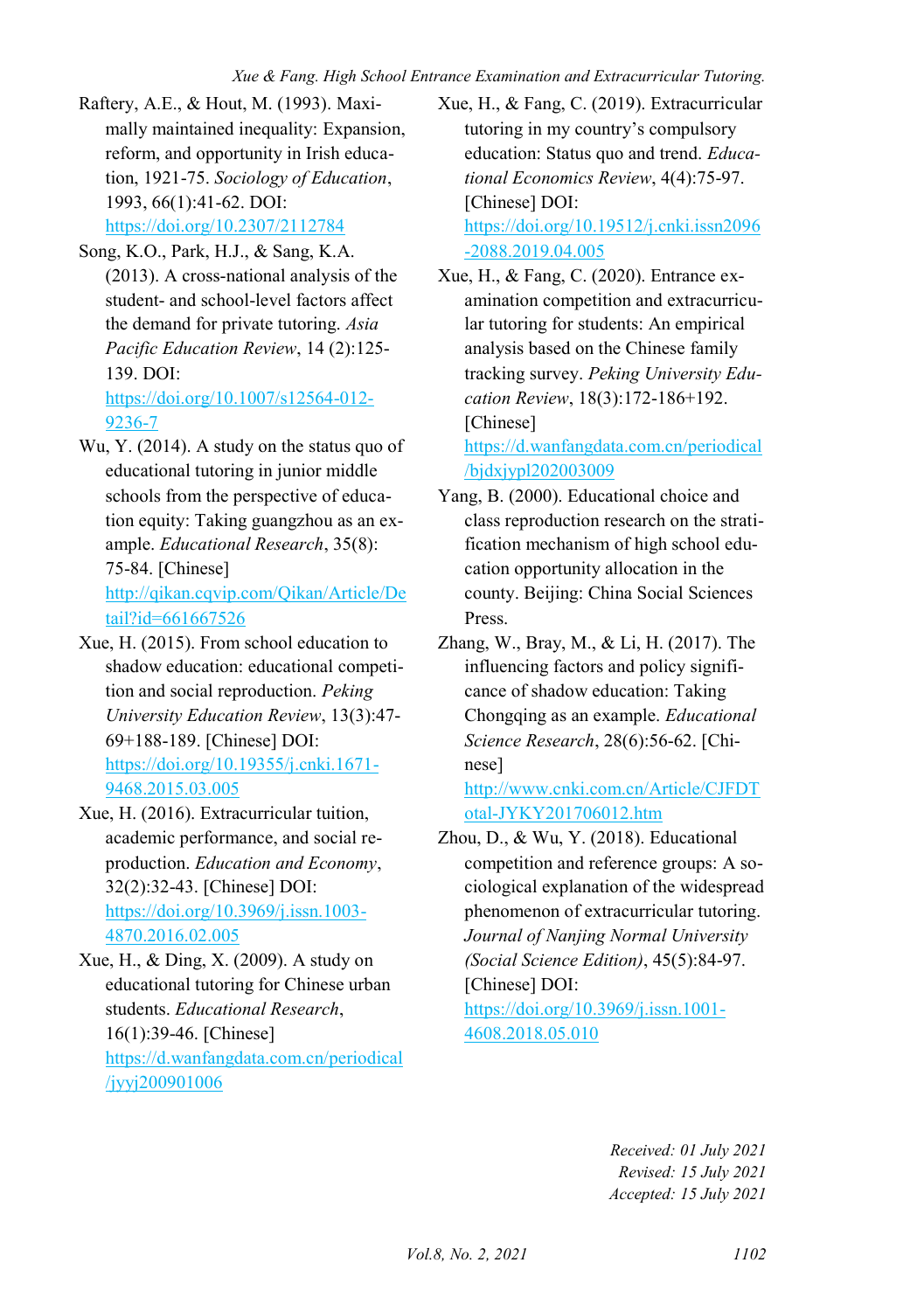Raftery, A.E., & Hout, M. (1993). Maximally maintained inequality: Expansion, reform, and opportunity in Irish education, 1921-75. *Sociology of Education*, 1993, 66(1):41-62. DOI: https://doi.org/10.2307/2112784

Song, K.O., Park, H.J., & Sang, K.A. (2013). A cross-national analysis of the student- and school-level factors affect the demand for private tutoring. *Asia Pacific Education Review*, 14 (2):125-139. DOI: https://doi.org/10.1007/s12564-012-9236-7

Wu, Y. (2014). A study on the status quo of educational tutoring in junior middle schools from the perspective of education equity: Taking guangzhou as an example. *Educational Research*, 35(8): 75-84. [Chinese] http://qikan.cqvip.com/Qikan/Article/Detail?id=661667526

Xue, H. (2015). From school education to shadow education: educational competition and social reproduction. *Peking University Education Review*, 13(3):47-69+188-189. [Chinese] DOI: https://doi.org/10.19355/j.cnki.1671-9468.2015.03.005

Xue, H. (2016). Extracurricular tuition, academic performance, and social reproduction. *Education and Economy*, 32(2):32-43. [Chinese] DOI: https://doi.org/10.3969/j.issn.1003-4870.2016.02.005

Xue, H., & Ding, X. (2009). A study on educational tutoring for Chinese urban students. *Educational Research*, 16(1):39-46. [Chinese] https://d.wanfangdata.com.cn/periodical/jyyj200901006

Xue, H., & Fang, C. (2019). Extracurricular tutoring in my country's compulsory education: Status quo and trend. *Educational Economics Review*, 4(4):75-97. [Chinese] DOI: https://doi.org/10.19512/j.cnki.issn2096-2088.2019.04.005

Xue, H., & Fang, C. (2020). Entrance examination competition and extracurricular tutoring for students: An empirical analysis based on the Chinese family tracking survey. *Peking University Education Review*, 18(3):172-186+192. [Chinese] https://d.wanfangdata.com.cn/periodical/bjdxjypl202003009

Yang, B. (2000). Educational choice and class reproduction research on the stratification mechanism of high school education opportunity allocation in the county. Beijing: China Social Sciences Press.

Zhang, W., Bray, M., & Li, H. (2017). The influencing factors and policy significance of shadow education: Taking Chongqing as an example. *Educational Science Research*, 28(6):56-62. [Chinese] http://www.cnki.com.cn/Article/CJFDTotal-JYKY201706012.htm

Zhou, D., & Wu, Y. (2018). Educational competition and reference groups: A sociological explanation of the widespread phenomenon of extracurricular tutoring. *Journal of Nanjing Normal University (Social Science Edition)*, 45(5):84-97. [Chinese] DOI: https://doi.org/10.3969/j.issn.1001-4608.2018.05.010

*Received: 01 July 2021*
*Revised: 15 July 2021*
*Accepted: 15 July 2021*